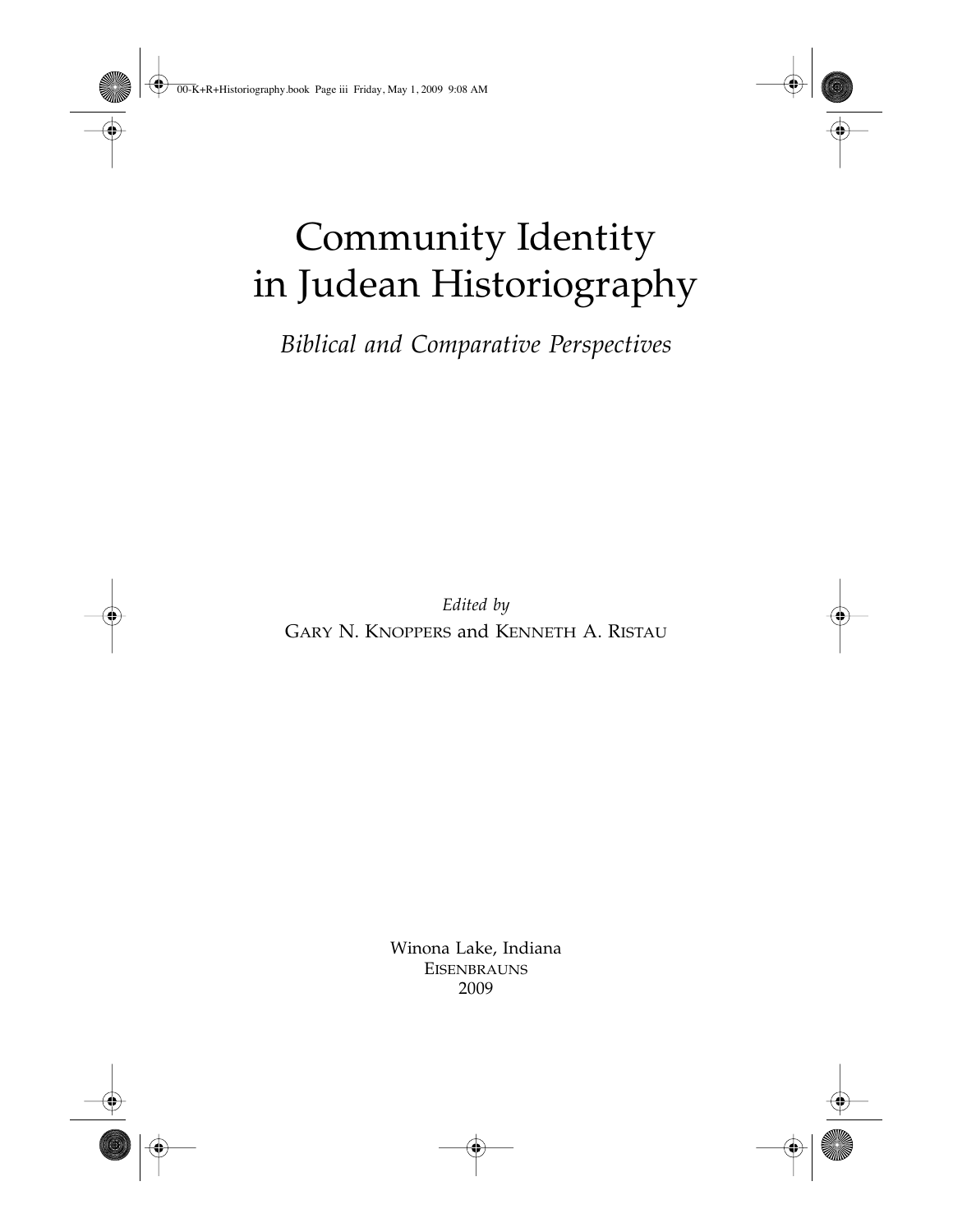# Community Identity in Judean Historiography

*Biblical and Comparative Perspectives*

*Edited by*

GARY N. KNOPPERS and KENNETH A. RISTAU

Winona Lake, Indiana
EISENBRAUNS
2009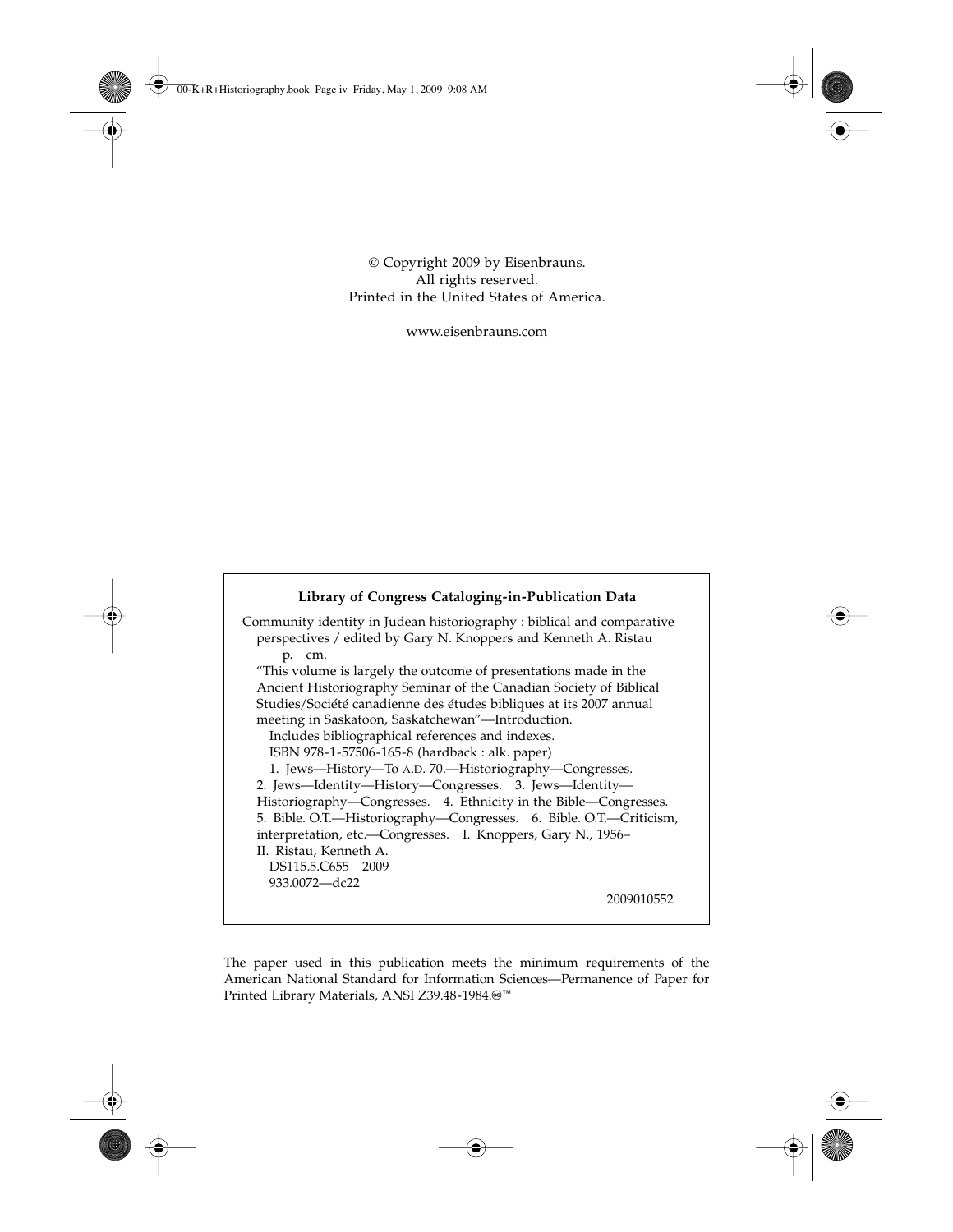© Copyright 2009 by Eisenbrauns.
All rights reserved.
Printed in the United States of America.

www.eisenbrauns.com

**Library of Congress Cataloging-in-Publication Data**

Community identity in Judean historiography : biblical and comparative perspectives / edited by Gary N. Knoppers and Kenneth A. Ristau
p. cm.
"This volume is largely the outcome of presentations made in the Ancient Historiography Seminar of the Canadian Society of Biblical Studies/Société canadienne des études bibliques at its 2007 annual meeting in Saskatoon, Saskatchewan"—Introduction.
Includes bibliographical references and indexes.
ISBN 978-1-57506-165-8 (hardback : alk. paper)
1. Jews—History—To A.D. 70.—Historiography—Congresses. 2. Jews—Identity—History—Congresses. 3. Jews—Identity—Historiography—Congresses. 4. Ethnicity in the Bible—Congresses. 5. Bible. O.T.—Historiography—Congresses. 6. Bible. O.T.—Criticism, interpretation, etc.—Congresses. I. Knoppers, Gary N., 1956– II. Ristau, Kenneth A.
DS115.5.C655 2009
933.0072—dc22

2009010552

The paper used in this publication meets the minimum requirements of the American National Standard for Information Sciences—Permanence of Paper for Printed Library Materials, ANSI Z39.48-1984.⊗™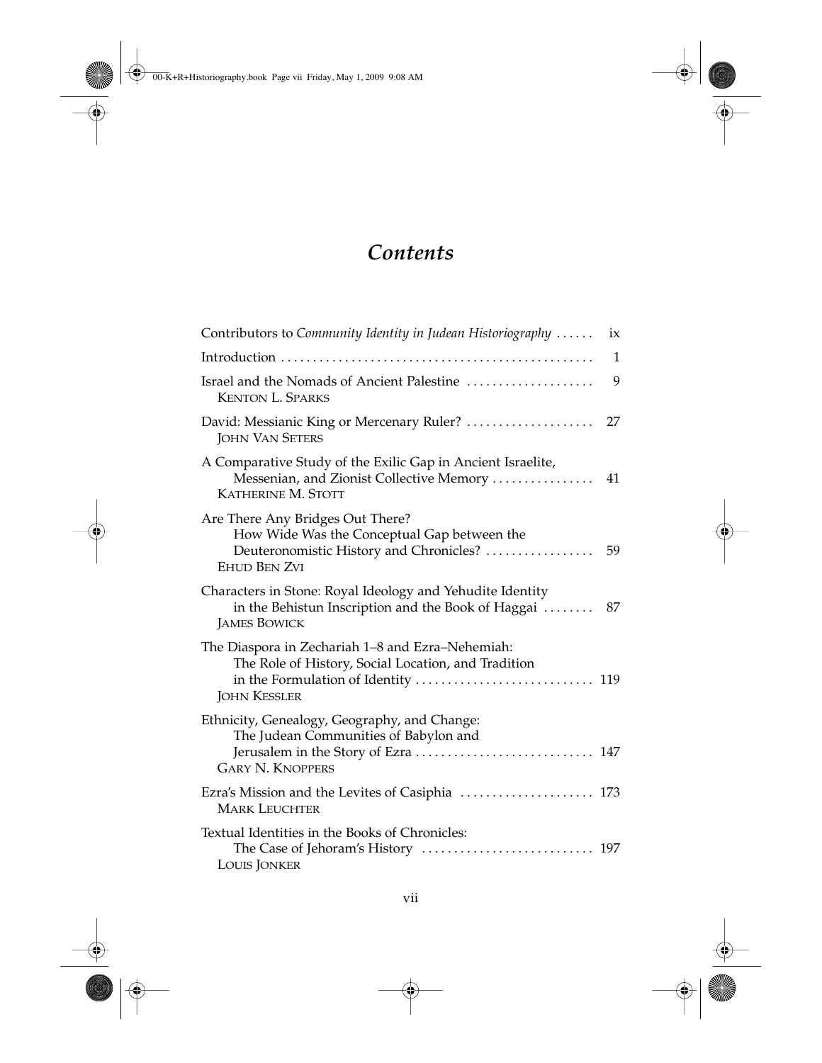# Contents

Contributors to *Community Identity in Judean Historiography* . . . . . . ix

Introduction . . . . . . . . . . . . . . . . . . . . . . . . . . . . . . . . . . . . . . . . . . . . . . . . 1

Israel and the Nomads of Ancient Palestine . . . . . . . . . . . . . . . . . . . . 9
KENTON L. SPARKS

David: Messianic King or Mercenary Ruler? . . . . . . . . . . . . . . . . . . . . 27
JOHN VAN SETERS

A Comparative Study of the Exilic Gap in Ancient Israelite, Messenian, and Zionist Collective Memory . . . . . . . . . . . . . . . . 41
KATHERINE M. STOTT

Are There Any Bridges Out There? How Wide Was the Conceptual Gap between the Deuteronomistic History and Chronicles? . . . . . . . . . . . . . . . . . 59
EHUD BEN ZVI

Characters in Stone: Royal Ideology and Yehudite Identity in the Behistun Inscription and the Book of Haggai . . . . . . . . 87
JAMES BOWICK

The Diaspora in Zechariah 1–8 and Ezra–Nehemiah: The Role of History, Social Location, and Tradition in the Formulation of Identity . . . . . . . . . . . . . . . . . . . . . . . . . . . . 119
JOHN KESSLER

Ethnicity, Genealogy, Geography, and Change: The Judean Communities of Babylon and Jerusalem in the Story of Ezra . . . . . . . . . . . . . . . . . . . . . . . . . . . . 147
GARY N. KNOPPERS

Ezra's Mission and the Levites of Casiphia . . . . . . . . . . . . . . . . . . . . . 173
MARK LEUCHTER

Textual Identities in the Books of Chronicles: The Case of Jehoram's History . . . . . . . . . . . . . . . . . . . . . . . . . . . 197
LOUIS JONKER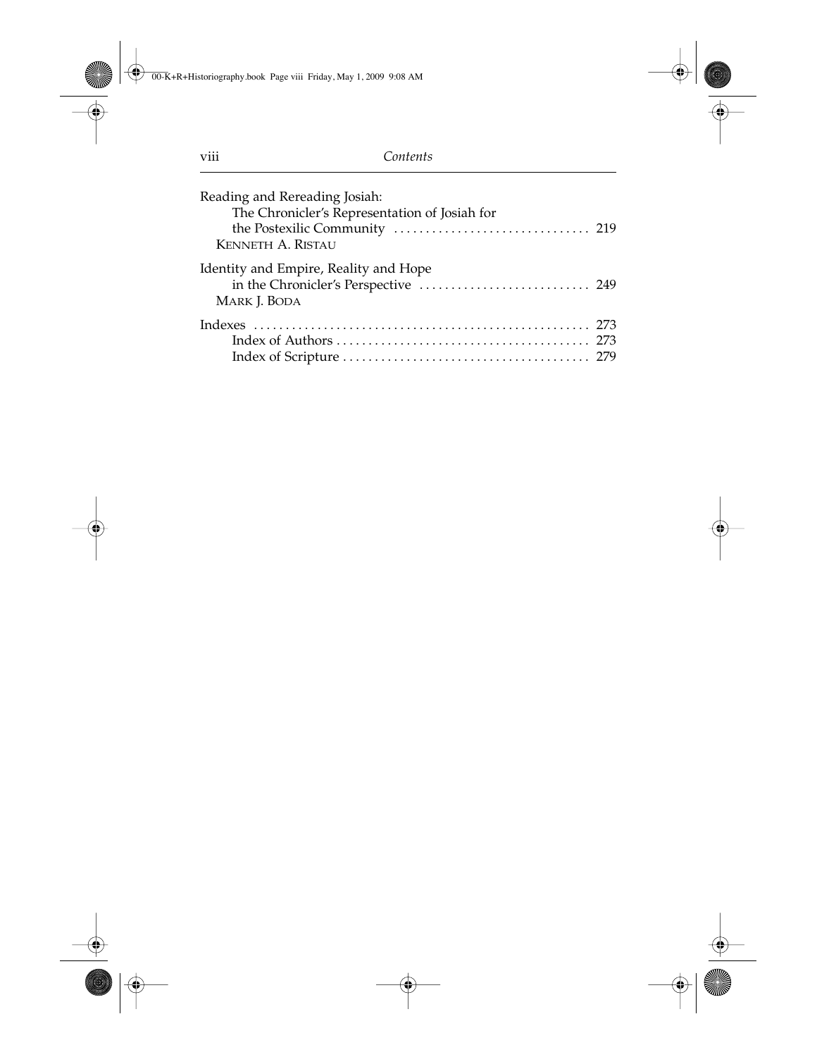Reading and Rereading Josiah: The Chronicler's Representation of Josiah for the Postexilic Community ............................... 219
Kenneth A. Ristau

Identity and Empire, Reality and Hope in the Chronicler's Perspective ........................... 249
Mark J. Boda

Indexes ..................................................... 273
- Index of Authors ........................................ 273
- Index of Scripture ....................................... 279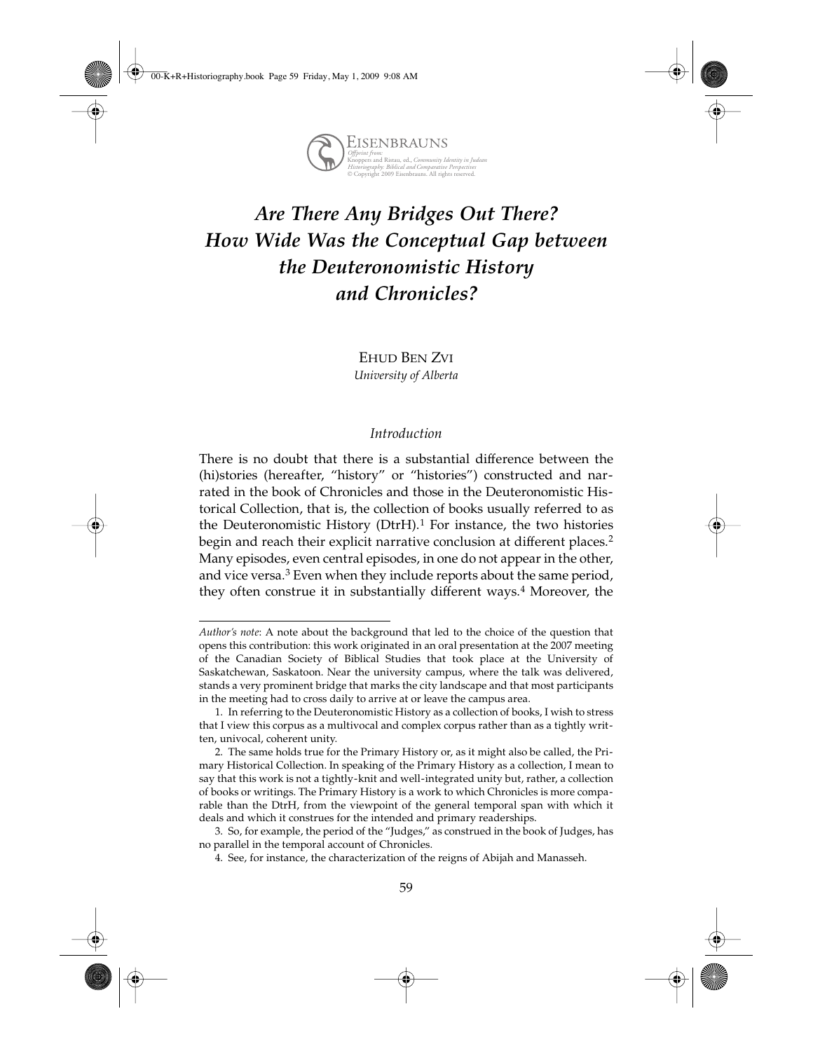# *Are There Any Bridges Out There? How Wide Was the Conceptual Gap between the Deuteronomistic History and Chronicles?*

Ehud Ben Zvi
*University of Alberta*

## *Introduction*

There is no doubt that there is a substantial difference between the (hi)stories (hereafter, "history" or "histories") constructed and narrated in the book of Chronicles and those in the Deuteronomistic Historical Collection, that is, the collection of books usually referred to as the Deuteronomistic History (DtrH).[1] For instance, the two histories begin and reach their explicit narrative conclusion at different places.[2] Many episodes, even central episodes, in one do not appear in the other, and vice versa.[3] Even when they include reports about the same period, they often construe it in substantially different ways.[4] Moreover, the

---

*Author's note*: A note about the background that led to the choice of the question that opens this contribution: this work originated in an oral presentation at the 2007 meeting of the Canadian Society of Biblical Studies that took place at the University of Saskatchewan, Saskatoon. Near the university campus, where the talk was delivered, stands a very prominent bridge that marks the city landscape and that most participants in the meeting had to cross daily to arrive at or leave the campus area.

1. In referring to the Deuteronomistic History as a collection of books, I wish to stress that I view this corpus as a multivocal and complex corpus rather than as a tightly written, univocal, coherent unity.

2. The same holds true for the Primary History or, as it might also be called, the Primary Historical Collection. In speaking of the Primary History as a collection, I mean to say that this work is not a tightly-knit and well-integrated unity but, rather, a collection of books or writings. The Primary History is a work to which Chronicles is more comparable than the DtrH, from the viewpoint of the general temporal span with which it deals and which it construes for the intended and primary readerships.

3. So, for example, the period of the "Judges," as construed in the book of Judges, has no parallel in the temporal account of Chronicles.

4. See, for instance, the characterization of the reigns of Abijah and Manasseh.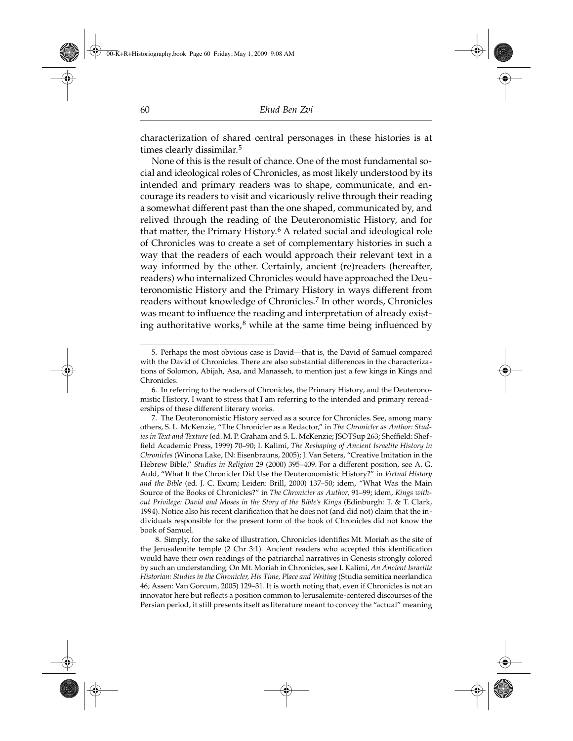characterization of shared central personages in these histories is at times clearly dissimilar.[5]

None of this is the result of chance. One of the most fundamental social and ideological roles of Chronicles, as most likely understood by its intended and primary readers was to shape, communicate, and encourage its readers to visit and vicariously relive through their reading a somewhat different past than the one shaped, communicated by, and relived through the reading of the Deuteronomistic History, and for that matter, the Primary History.[6] A related social and ideological role of Chronicles was to create a set of complementary histories in such a way that the readers of each would approach their relevant text in a way informed by the other. Certainly, ancient (re)readers (hereafter, readers) who internalized Chronicles would have approached the Deuteronomistic History and the Primary History in ways different from readers without knowledge of Chronicles.[7] In other words, Chronicles was meant to influence the reading and interpretation of already existing authoritative works,[8] while at the same time being influenced by

---

5. Perhaps the most obvious case is David—that is, the David of Samuel compared with the David of Chronicles. There are also substantial differences in the characterizations of Solomon, Abijah, Asa, and Manasseh, to mention just a few kings in Kings and Chronicles.

6. In referring to the readers of Chronicles, the Primary History, and the Deuteronomistic History, I want to stress that I am referring to the intended and primary rereaderships of these different literary works.

7. The Deuteronomistic History served as a source for Chronicles. See, among many others, S. L. McKenzie, "The Chronicler as a Redactor," in *The Chronicler as Author: Studies in Text and Texture* (ed. M. P. Graham and S. L. McKenzie; JSOTSup 263; Sheffield: Sheffield Academic Press, 1999) 70–90; I. Kalimi, *The Reshaping of Ancient Israelite History in Chronicles* (Winona Lake, IN: Eisenbrauns, 2005); J. Van Seters, "Creative Imitation in the Hebrew Bible," *Studies in Religion* 29 (2000) 395–409. For a different position, see A. G. Auld, "What If the Chronicler Did Use the Deuteronomistic History?" in *Virtual History and the Bible* (ed. J. C. Exum; Leiden: Brill, 2000) 137–50; idem, "What Was the Main Source of the Books of Chronicles?" in *The Chronicler as Author*, 91–99; idem, *Kings without Privilege: David and Moses in the Story of the Bible's Kings* (Edinburgh: T. & T. Clark, 1994). Notice also his recent clarification that he does not (and did not) claim that the individuals responsible for the present form of the book of Chronicles did not know the book of Samuel.

8. Simply, for the sake of illustration, Chronicles identifies Mt. Moriah as the site of the Jerusalemite temple (2 Chr 3:1). Ancient readers who accepted this identification would have their own readings of the patriarchal narratives in Genesis strongly colored by such an understanding. On Mt. Moriah in Chronicles, see I. Kalimi, *An Ancient Israelite Historian: Studies in the Chronicler, His Time, Place and Writing* (Studia semitica neerlandica 46; Assen: Van Gorcum, 2005) 129–31. It is worth noting that, even if Chronicles is not an innovator here but reflects a position common to Jerusalemite-centered discourses of the Persian period, it still presents itself as literature meant to convey the "actual" meaning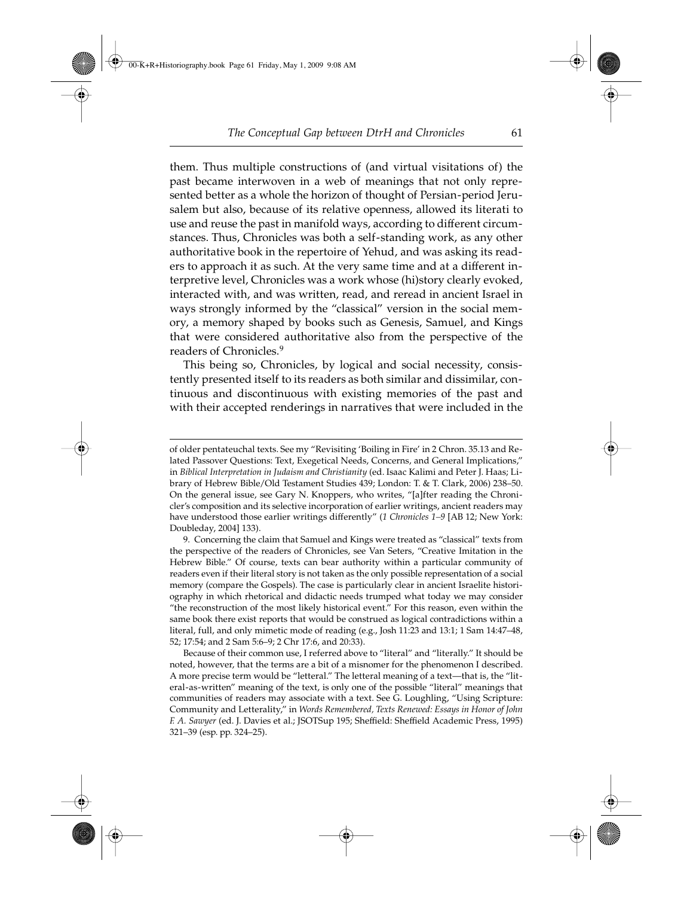them. Thus multiple constructions of (and virtual visitations of) the past became interwoven in a web of meanings that not only represented better as a whole the horizon of thought of Persian-period Jerusalem but also, because of its relative openness, allowed its literati to use and reuse the past in manifold ways, according to different circumstances. Thus, Chronicles was both a self-standing work, as any other authoritative book in the repertoire of Yehud, and was asking its readers to approach it as such. At the very same time and at a different interpretive level, Chronicles was a work whose (hi)story clearly evoked, interacted with, and was written, read, and reread in ancient Israel in ways strongly informed by the "classical" version in the social memory, a memory shaped by books such as Genesis, Samuel, and Kings that were considered authoritative also from the perspective of the readers of Chronicles.[9]

This being so, Chronicles, by logical and social necessity, consistently presented itself to its readers as both similar and dissimilar, continuous and discontinuous with existing memories of the past and with their accepted renderings in narratives that were included in the

---

of older pentateuchal texts. See my "Revisiting 'Boiling in Fire' in 2 Chron. 35.13 and Related Passover Questions: Text, Exegetical Needs, Concerns, and General Implications," in *Biblical Interpretation in Judaism and Christianity* (ed. Isaac Kalimi and Peter J. Haas; Library of Hebrew Bible/Old Testament Studies 439; London: T. & T. Clark, 2006) 238–50. On the general issue, see Gary N. Knoppers, who writes, "[a]fter reading the Chronicler's composition and its selective incorporation of earlier writings, ancient readers may have understood those earlier writings differently" (*1 Chronicles 1–9* [AB 12; New York: Doubleday, 2004] 133).

9. Concerning the claim that Samuel and Kings were treated as "classical" texts from the perspective of the readers of Chronicles, see Van Seters, "Creative Imitation in the Hebrew Bible." Of course, texts can bear authority within a particular community of readers even if their literal story is not taken as the only possible representation of a social memory (compare the Gospels). The case is particularly clear in ancient Israelite historiography in which rhetorical and didactic needs trumped what today we may consider "the reconstruction of the most likely historical event." For this reason, even within the same book there exist reports that would be construed as logical contradictions within a literal, full, and only mimetic mode of reading (e.g., Josh 11:23 and 13:1; 1 Sam 14:47–48, 52; 17:54; and 2 Sam 5:6–9; 2 Chr 17:6, and 20:33).

Because of their common use, I referred above to "literal" and "literally." It should be noted, however, that the terms are a bit of a misnomer for the phenomenon I described. A more precise term would be "letteral." The letteral meaning of a text—that is, the "literal-as-written" meaning of the text, is only one of the possible "literal" meanings that communities of readers may associate with a text. See G. Loughling, "Using Scripture: Community and Letterality," in *Words Remembered, Texts Renewed: Essays in Honor of John F. A. Sawyer* (ed. J. Davies et al.; JSOTSup 195; Sheffield: Sheffield Academic Press, 1995) 321–39 (esp. pp. 324–25).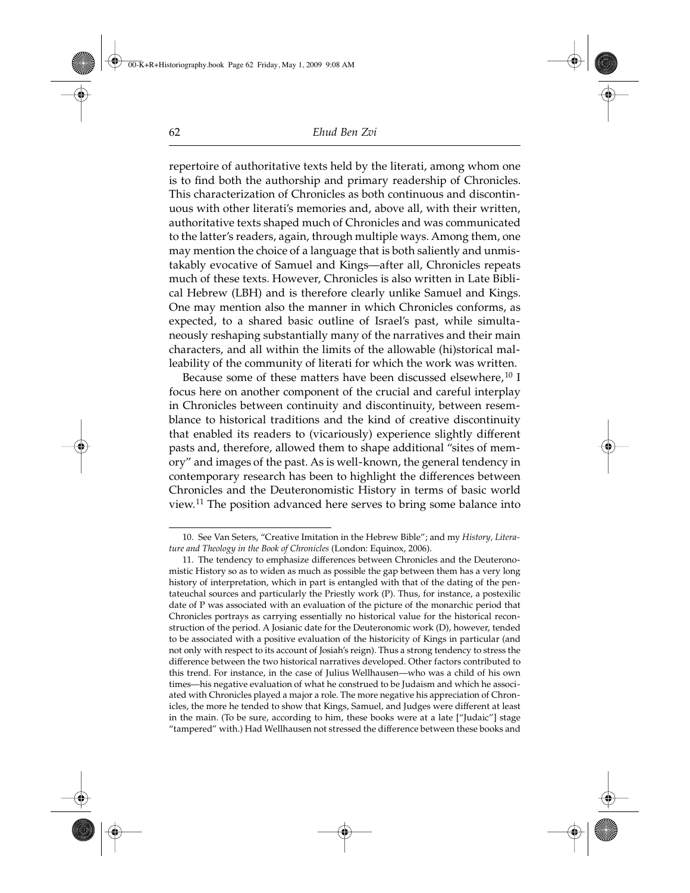repertoire of authoritative texts held by the literati, among whom one is to find both the authorship and primary readership of Chronicles. This characterization of Chronicles as both continuous and discontinuous with other literati's memories and, above all, with their written, authoritative texts shaped much of Chronicles and was communicated to the latter's readers, again, through multiple ways. Among them, one may mention the choice of a language that is both saliently and unmistakably evocative of Samuel and Kings—after all, Chronicles repeats much of these texts. However, Chronicles is also written in Late Biblical Hebrew (LBH) and is therefore clearly unlike Samuel and Kings. One may mention also the manner in which Chronicles conforms, as expected, to a shared basic outline of Israel's past, while simultaneously reshaping substantially many of the narratives and their main characters, and all within the limits of the allowable (hi)storical malleability of the community of literati for which the work was written.

Because some of these matters have been discussed elsewhere,[10] I focus here on another component of the crucial and careful interplay in Chronicles between continuity and discontinuity, between resemblance to historical traditions and the kind of creative discontinuity that enabled its readers to (vicariously) experience slightly different pasts and, therefore, allowed them to shape additional "sites of memory" and images of the past. As is well-known, the general tendency in contemporary research has been to highlight the differences between Chronicles and the Deuteronomistic History in terms of basic world view.[11] The position advanced here serves to bring some balance into

10. See Van Seters, "Creative Imitation in the Hebrew Bible"; and my *History, Literature and Theology in the Book of Chronicles* (London: Equinox, 2006).

11. The tendency to emphasize differences between Chronicles and the Deuteronomistic History so as to widen as much as possible the gap between them has a very long history of interpretation, which in part is entangled with that of the dating of the pentateuchal sources and particularly the Priestly work (P). Thus, for instance, a postexilic date of P was associated with an evaluation of the picture of the monarchic period that Chronicles portrays as carrying essentially no historical value for the historical reconstruction of the period. A Josianic date for the Deuteronomic work (D), however, tended to be associated with a positive evaluation of the historicity of Kings in particular (and not only with respect to its account of Josiah's reign). Thus a strong tendency to stress the difference between the two historical narratives developed. Other factors contributed to this trend. For instance, in the case of Julius Wellhausen—who was a child of his own times—his negative evaluation of what he construed to be Judaism and which he associated with Chronicles played a major a role. The more negative his appreciation of Chronicles, the more he tended to show that Kings, Samuel, and Judges were different at least in the main. (To be sure, according to him, these books were at a late ["Judaic"] stage "tampered" with.) Had Wellhausen not stressed the difference between these books and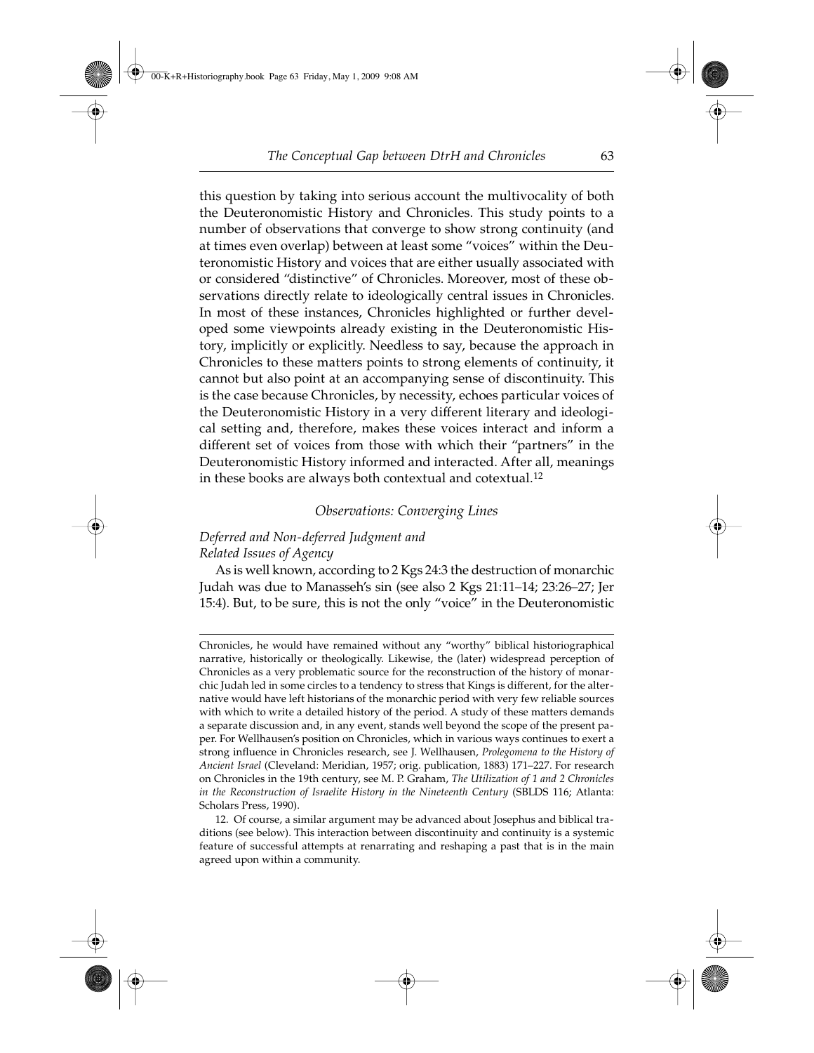this question by taking into serious account the multivocality of both the Deuteronomistic History and Chronicles. This study points to a number of observations that converge to show strong continuity (and at times even overlap) between at least some "voices" within the Deuteronomistic History and voices that are either usually associated with or considered "distinctive" of Chronicles. Moreover, most of these observations directly relate to ideologically central issues in Chronicles. In most of these instances, Chronicles highlighted or further developed some viewpoints already existing in the Deuteronomistic History, implicitly or explicitly. Needless to say, because the approach in Chronicles to these matters points to strong elements of continuity, it cannot but also point at an accompanying sense of discontinuity. This is the case because Chronicles, by necessity, echoes particular voices of the Deuteronomistic History in a very different literary and ideological setting and, therefore, makes these voices interact and inform a different set of voices from those with which their "partners" in the Deuteronomistic History informed and interacted. After all, meanings in these books are always both contextual and cotextual.[12]

## *Observations: Converging Lines*

### *Deferred and Non-deferred Judgment and Related Issues of Agency*

As is well known, according to 2 Kgs 24:3 the destruction of monarchic Judah was due to Manasseh's sin (see also 2 Kgs 21:11–14; 23:26–27; Jer 15:4). But, to be sure, this is not the only "voice" in the Deuteronomistic

---

Chronicles, he would have remained without any "worthy" biblical historiographical narrative, historically or theologically. Likewise, the (later) widespread perception of Chronicles as a very problematic source for the reconstruction of the history of monarchic Judah led in some circles to a tendency to stress that Kings is different, for the alternative would have left historians of the monarchic period with very few reliable sources with which to write a detailed history of the period. A study of these matters demands a separate discussion and, in any event, stands well beyond the scope of the present paper. For Wellhausen's position on Chronicles, which in various ways continues to exert a strong influence in Chronicles research, see J. Wellhausen, *Prolegomena to the History of Ancient Israel* (Cleveland: Meridian, 1957; orig. publication, 1883) 171–227. For research on Chronicles in the 19th century, see M. P. Graham, *The Utilization of 1 and 2 Chronicles in the Reconstruction of Israelite History in the Nineteenth Century* (SBLDS 116; Atlanta: Scholars Press, 1990).

12. Of course, a similar argument may be advanced about Josephus and biblical traditions (see below). This interaction between discontinuity and continuity is a systemic feature of successful attempts at renarrating and reshaping a past that is in the main agreed upon within a community.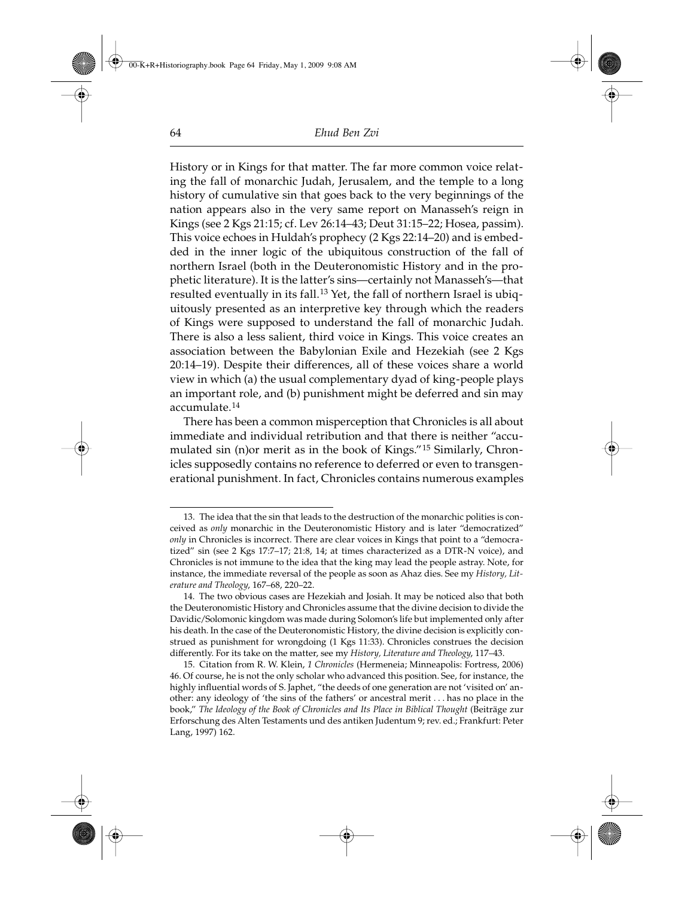History or in Kings for that matter. The far more common voice relating the fall of monarchic Judah, Jerusalem, and the temple to a long history of cumulative sin that goes back to the very beginnings of the nation appears also in the very same report on Manasseh's reign in Kings (see 2 Kgs 21:15; cf. Lev 26:14–43; Deut 31:15–22; Hosea, passim). This voice echoes in Huldah's prophecy (2 Kgs 22:14–20) and is embedded in the inner logic of the ubiquitous construction of the fall of northern Israel (both in the Deuteronomistic History and in the prophetic literature). It is the latter's sins—certainly not Manasseh's—that resulted eventually in its fall.[13] Yet, the fall of northern Israel is ubiquitously presented as an interpretive key through which the readers of Kings were supposed to understand the fall of monarchic Judah. There is also a less salient, third voice in Kings. This voice creates an association between the Babylonian Exile and Hezekiah (see 2 Kgs 20:14–19). Despite their differences, all of these voices share a world view in which (a) the usual complementary dyad of king-people plays an important role, and (b) punishment might be deferred and sin may accumulate.[14]

There has been a common misperception that Chronicles is all about immediate and individual retribution and that there is neither "accumulated sin (n)or merit as in the book of Kings."[15] Similarly, Chronicles supposedly contains no reference to deferred or even to transgenerational punishment. In fact, Chronicles contains numerous examples

---

13. The idea that the sin that leads to the destruction of the monarchic polities is conceived as *only* monarchic in the Deuteronomistic History and is later "democratized" *only* in Chronicles is incorrect. There are clear voices in Kings that point to a "democratized" sin (see 2 Kgs 17:7–17; 21:8, 14; at times characterized as a DTR-N voice), and Chronicles is not immune to the idea that the king may lead the people astray. Note, for instance, the immediate reversal of the people as soon as Ahaz dies. See my *History, Literature and Theology*, 167–68, 220–22.

14. The two obvious cases are Hezekiah and Josiah. It may be noticed also that both the Deuteronomistic History and Chronicles assume that the divine decision to divide the Davidic/Solomonic kingdom was made during Solomon's life but implemented only after his death. In the case of the Deuteronomistic History, the divine decision is explicitly construed as punishment for wrongdoing (1 Kgs 11:33). Chronicles construes the decision differently. For its take on the matter, see my *History, Literature and Theology*, 117–43.

15. Citation from R. W. Klein, *1 Chronicles* (Hermeneia; Minneapolis: Fortress, 2006) 46. Of course, he is not the only scholar who advanced this position. See, for instance, the highly influential words of S. Japhet, "the deeds of one generation are not 'visited on' another: any ideology of 'the sins of the fathers' or ancestral merit . . . has no place in the book," *The Ideology of the Book of Chronicles and Its Place in Biblical Thought* (Beiträge zur Erforschung des Alten Testaments und des antiken Judentum 9; rev. ed.; Frankfurt: Peter Lang, 1997) 162.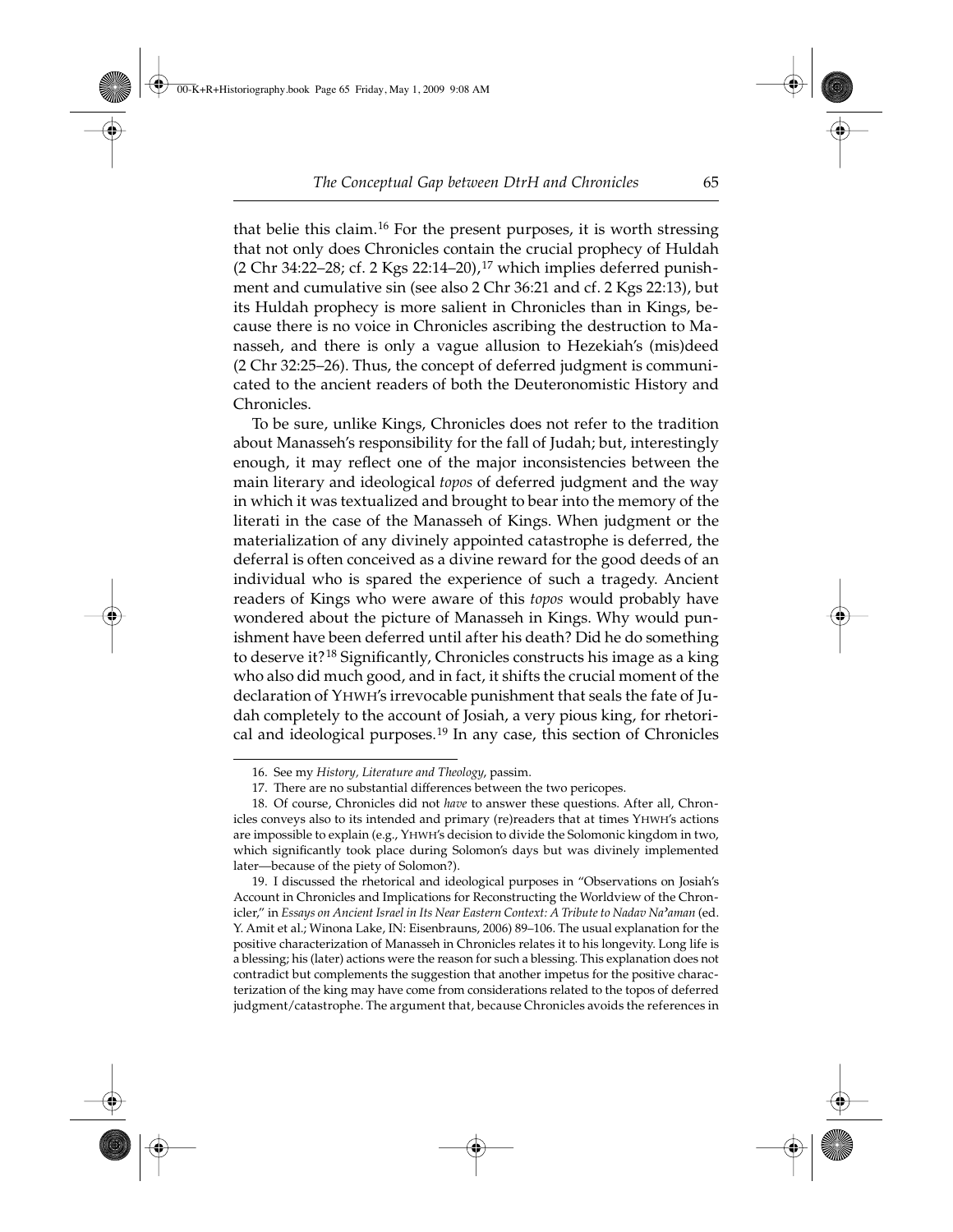that belie this claim.[16] For the present purposes, it is worth stressing that not only does Chronicles contain the crucial prophecy of Huldah (2 Chr 34:22–28; cf. 2 Kgs 22:14–20),[17] which implies deferred punishment and cumulative sin (see also 2 Chr 36:21 and cf. 2 Kgs 22:13), but its Huldah prophecy is more salient in Chronicles than in Kings, because there is no voice in Chronicles ascribing the destruction to Manasseh, and there is only a vague allusion to Hezekiah's (mis)deed (2 Chr 32:25–26). Thus, the concept of deferred judgment is communicated to the ancient readers of both the Deuteronomistic History and Chronicles.

To be sure, unlike Kings, Chronicles does not refer to the tradition about Manasseh's responsibility for the fall of Judah; but, interestingly enough, it may reflect one of the major inconsistencies between the main literary and ideological *topos* of deferred judgment and the way in which it was textualized and brought to bear into the memory of the literati in the case of the Manasseh of Kings. When judgment or the materialization of any divinely appointed catastrophe is deferred, the deferral is often conceived as a divine reward for the good deeds of an individual who is spared the experience of such a tragedy. Ancient readers of Kings who were aware of this *topos* would probably have wondered about the picture of Manasseh in Kings. Why would punishment have been deferred until after his death? Did he do something to deserve it?[18] Significantly, Chronicles constructs his image as a king who also did much good, and in fact, it shifts the crucial moment of the declaration of YHWH's irrevocable punishment that seals the fate of Judah completely to the account of Josiah, a very pious king, for rhetorical and ideological purposes.[19] In any case, this section of Chronicles

16. See my *History, Literature and Theology*, passim.

17. There are no substantial differences between the two pericopes.

18. Of course, Chronicles did not *have* to answer these questions. After all, Chronicles conveys also to its intended and primary (re)readers that at times YHWH's actions are impossible to explain (e.g., YHWH's decision to divide the Solomonic kingdom in two, which significantly took place during Solomon's days but was divinely implemented later—because of the piety of Solomon?).

19. I discussed the rhetorical and ideological purposes in "Observations on Josiah's Account in Chronicles and Implications for Reconstructing the Worldview of the Chronicler," in *Essays on Ancient Israel in Its Near Eastern Context: A Tribute to Nadav Na'aman* (ed. Y. Amit et al.; Winona Lake, IN: Eisenbrauns, 2006) 89–106. The usual explanation for the positive characterization of Manasseh in Chronicles relates it to his longevity. Long life is a blessing; his (later) actions were the reason for such a blessing. This explanation does not contradict but complements the suggestion that another impetus for the positive characterization of the king may have come from considerations related to the topos of deferred judgment/catastrophe. The argument that, because Chronicles avoids the references in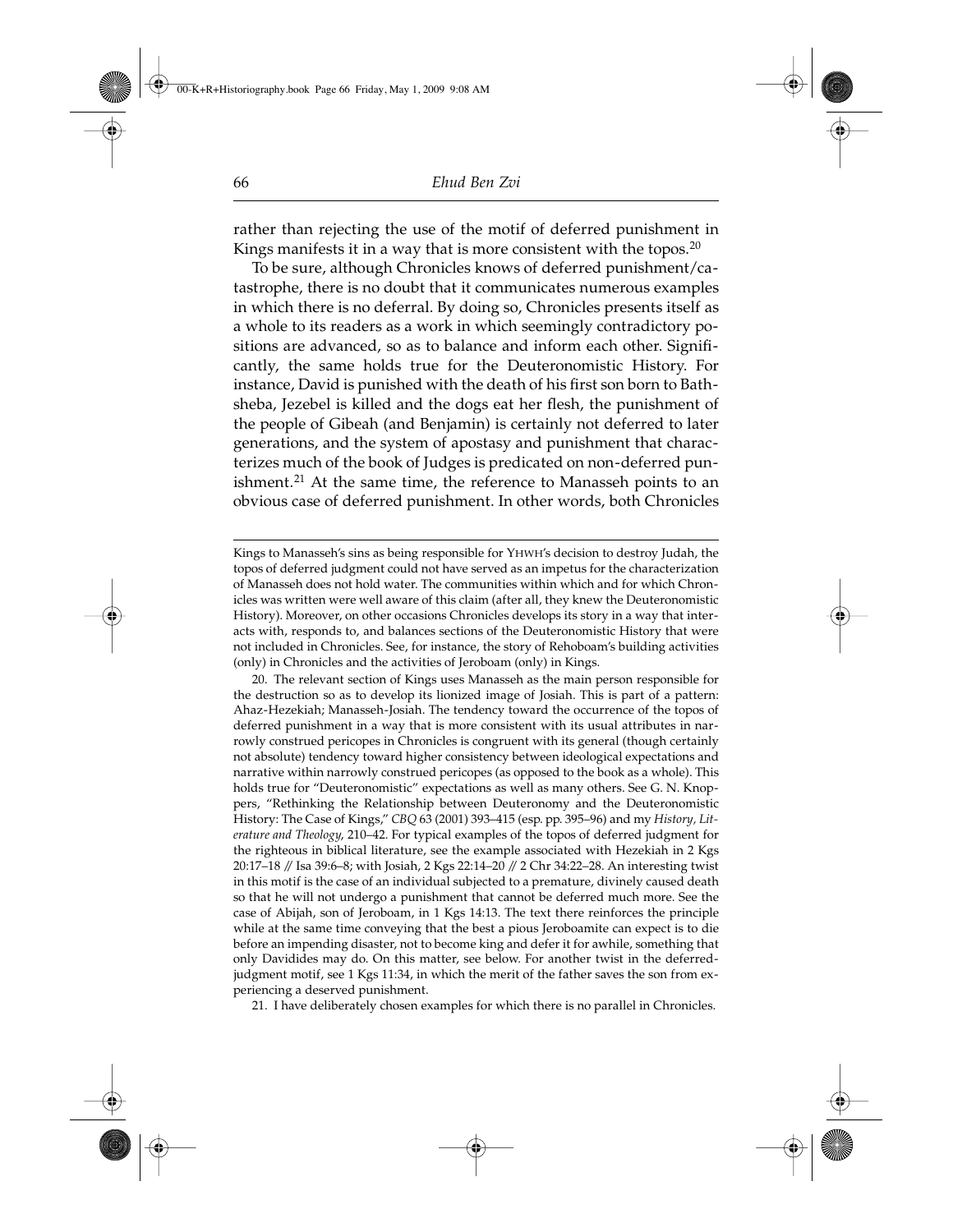rather than rejecting the use of the motif of deferred punishment in Kings manifests it in a way that is more consistent with the topos.[20]

To be sure, although Chronicles knows of deferred punishment/catastrophe, there is no doubt that it communicates numerous examples in which there is no deferral. By doing so, Chronicles presents itself as a whole to its readers as a work in which seemingly contradictory positions are advanced, so as to balance and inform each other. Significantly, the same holds true for the Deuteronomistic History. For instance, David is punished with the death of his first son born to Bathsheba, Jezebel is killed and the dogs eat her flesh, the punishment of the people of Gibeah (and Benjamin) is certainly not deferred to later generations, and the system of apostasy and punishment that characterizes much of the book of Judges is predicated on non-deferred punishment.[21] At the same time, the reference to Manasseh points to an obvious case of deferred punishment. In other words, both Chronicles

---

Kings to Manasseh's sins as being responsible for YHWH's decision to destroy Judah, the topos of deferred judgment could not have served as an impetus for the characterization of Manasseh does not hold water. The communities within which and for which Chronicles was written were well aware of this claim (after all, they knew the Deuteronomistic History). Moreover, on other occasions Chronicles develops its story in a way that interacts with, responds to, and balances sections of the Deuteronomistic History that were not included in Chronicles. See, for instance, the story of Rehoboam's building activities (only) in Chronicles and the activities of Jeroboam (only) in Kings.

20. The relevant section of Kings uses Manasseh as the main person responsible for the destruction so as to develop its lionized image of Josiah. This is part of a pattern: Ahaz-Hezekiah; Manasseh-Josiah. The tendency toward the occurrence of the topos of deferred punishment in a way that is more consistent with its usual attributes in narrowly construed pericopes in Chronicles is congruent with its general (though certainly not absolute) tendency toward higher consistency between ideological expectations and narrative within narrowly construed pericopes (as opposed to the book as a whole). This holds true for "Deuteronomistic" expectations as well as many others. See G. N. Knoppers, "Rethinking the Relationship between Deuteronomy and the Deuteronomistic History: The Case of Kings," *CBQ* 63 (2001) 393–415 (esp. pp. 395–96) and my *History, Literature and Theology*, 210–42. For typical examples of the topos of deferred judgment for the righteous in biblical literature, see the example associated with Hezekiah in 2 Kgs 20:17–18 // Isa 39:6–8; with Josiah, 2 Kgs 22:14–20 // 2 Chr 34:22–28. An interesting twist in this motif is the case of an individual subjected to a premature, divinely caused death so that he will not undergo a punishment that cannot be deferred much more. See the case of Abijah, son of Jeroboam, in 1 Kgs 14:13. The text there reinforces the principle while at the same time conveying that the best a pious Jeroboamite can expect is to die before an impending disaster, not to become king and defer it for awhile, something that only Davidides may do. On this matter, see below. For another twist in the deferred-judgment motif, see 1 Kgs 11:34, in which the merit of the father saves the son from experiencing a deserved punishment.

21. I have deliberately chosen examples for which there is no parallel in Chronicles.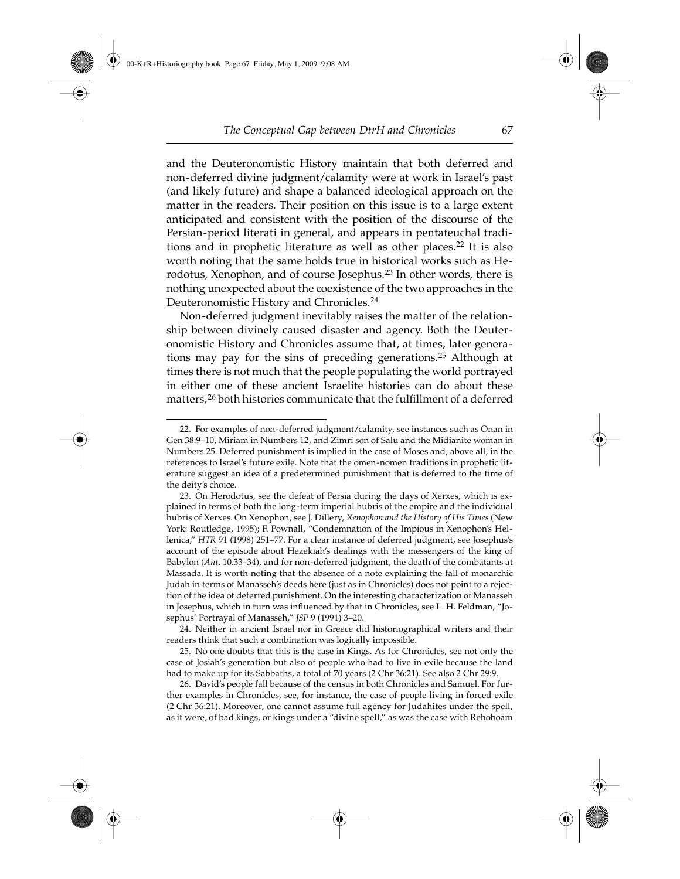and the Deuteronomistic History maintain that both deferred and non-deferred divine judgment/calamity were at work in Israel's past (and likely future) and shape a balanced ideological approach on the matter in the readers. Their position on this issue is to a large extent anticipated and consistent with the position of the discourse of the Persian-period literati in general, and appears in pentateuchal traditions and in prophetic literature as well as other places.[22] It is also worth noting that the same holds true in historical works such as Herodotus, Xenophon, and of course Josephus.[23] In other words, there is nothing unexpected about the coexistence of the two approaches in the Deuteronomistic History and Chronicles.[24]

Non-deferred judgment inevitably raises the matter of the relationship between divinely caused disaster and agency. Both the Deuteronomistic History and Chronicles assume that, at times, later generations may pay for the sins of preceding generations.[25] Although at times there is not much that the people populating the world portrayed in either one of these ancient Israelite histories can do about these matters,[26] both histories communicate that the fulfillment of a deferred

---

22. For examples of non-deferred judgment/calamity, see instances such as Onan in Gen 38:9–10, Miriam in Numbers 12, and Zimri son of Salu and the Midianite woman in Numbers 25. Deferred punishment is implied in the case of Moses and, above all, in the references to Israel's future exile. Note that the omen-nomen traditions in prophetic literature suggest an idea of a predetermined punishment that is deferred to the time of the deity's choice.

23. On Herodotus, see the defeat of Persia during the days of Xerxes, which is explained in terms of both the long-term imperial hubris of the empire and the individual hubris of Xerxes. On Xenophon, see J. Dillery, *Xenophon and the History of His Times* (New York: Routledge, 1995); F. Pownall, "Condemnation of the Impious in Xenophon's Hellenica," *HTR* 91 (1998) 251–77. For a clear instance of deferred judgment, see Josephus's account of the episode about Hezekiah's dealings with the messengers of the king of Babylon (*Ant*. 10.33–34), and for non-deferred judgment, the death of the combatants at Massada. It is worth noting that the absence of a note explaining the fall of monarchic Judah in terms of Manasseh's deeds here (just as in Chronicles) does not point to a rejection of the idea of deferred punishment. On the interesting characterization of Manasseh in Josephus, which in turn was influenced by that in Chronicles, see L. H. Feldman, "Josephus' Portrayal of Manasseh," *JSP* 9 (1991) 3–20.

24. Neither in ancient Israel nor in Greece did historiographical writers and their readers think that such a combination was logically impossible.

25. No one doubts that this is the case in Kings. As for Chronicles, see not only the case of Josiah's generation but also of people who had to live in exile because the land had to make up for its Sabbaths, a total of 70 years (2 Chr 36:21). See also 2 Chr 29:9.

26. David's people fall because of the census in both Chronicles and Samuel. For further examples in Chronicles, see, for instance, the case of people living in forced exile (2 Chr 36:21). Moreover, one cannot assume full agency for Judahites under the spell, as it were, of bad kings, or kings under a "divine spell," as was the case with Rehoboam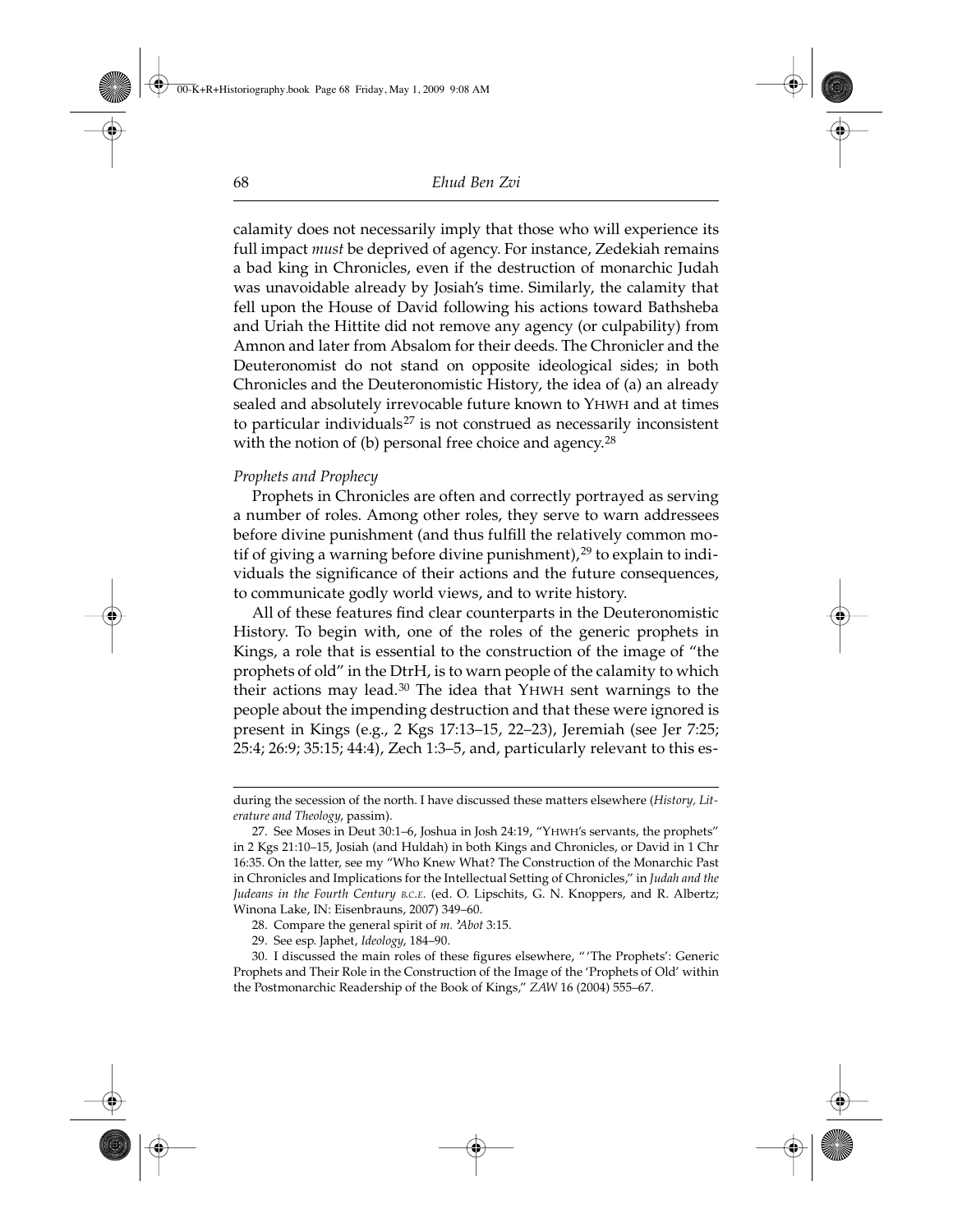calamity does not necessarily imply that those who will experience its full impact *must* be deprived of agency. For instance, Zedekiah remains a bad king in Chronicles, even if the destruction of monarchic Judah was unavoidable already by Josiah's time. Similarly, the calamity that fell upon the House of David following his actions toward Bathsheba and Uriah the Hittite did not remove any agency (or culpability) from Amnon and later from Absalom for their deeds. The Chronicler and the Deuteronomist do not stand on opposite ideological sides; in both Chronicles and the Deuteronomistic History, the idea of (a) an already sealed and absolutely irrevocable future known to YHWH and at times to particular individuals[27] is not construed as necessarily inconsistent with the notion of (b) personal free choice and agency.[28]

*Prophets and Prophecy*

Prophets in Chronicles are often and correctly portrayed as serving a number of roles. Among other roles, they serve to warn addressees before divine punishment (and thus fulfill the relatively common motif of giving a warning before divine punishment),[29] to explain to individuals the significance of their actions and the future consequences, to communicate godly world views, and to write history.

All of these features find clear counterparts in the Deuteronomistic History. To begin with, one of the roles of the generic prophets in Kings, a role that is essential to the construction of the image of "the prophets of old" in the DtrH, is to warn people of the calamity to which their actions may lead.[30] The idea that YHWH sent warnings to the people about the impending destruction and that these were ignored is present in Kings (e.g., 2 Kgs 17:13–15, 22–23), Jeremiah (see Jer 7:25; 25:4; 26:9; 35:15; 44:4), Zech 1:3–5, and, particularly relevant to this es-

---

during the secession of the north. I have discussed these matters elsewhere (*History, Literature and Theology*, passim).

27. See Moses in Deut 30:1–6, Joshua in Josh 24:19, "YHWH's servants, the prophets" in 2 Kgs 21:10–15, Josiah (and Huldah) in both Kings and Chronicles, or David in 1 Chr 16:35. On the latter, see my "Who Knew What? The Construction of the Monarchic Past in Chronicles and Implications for the Intellectual Setting of Chronicles," in *Judah and the Judeans in the Fourth Century B.C.E.* (ed. O. Lipschits, G. N. Knoppers, and R. Albertz; Winona Lake, IN: Eisenbrauns, 2007) 349–60.

28. Compare the general spirit of *m. ʾAbot* 3:15.

29. See esp. Japhet, *Ideology*, 184–90.

30. I discussed the main roles of these figures elsewhere, "'The Prophets': Generic Prophets and Their Role in the Construction of the Image of the 'Prophets of Old' within the Postmonarchic Readership of the Book of Kings," *ZAW* 16 (2004) 555–67.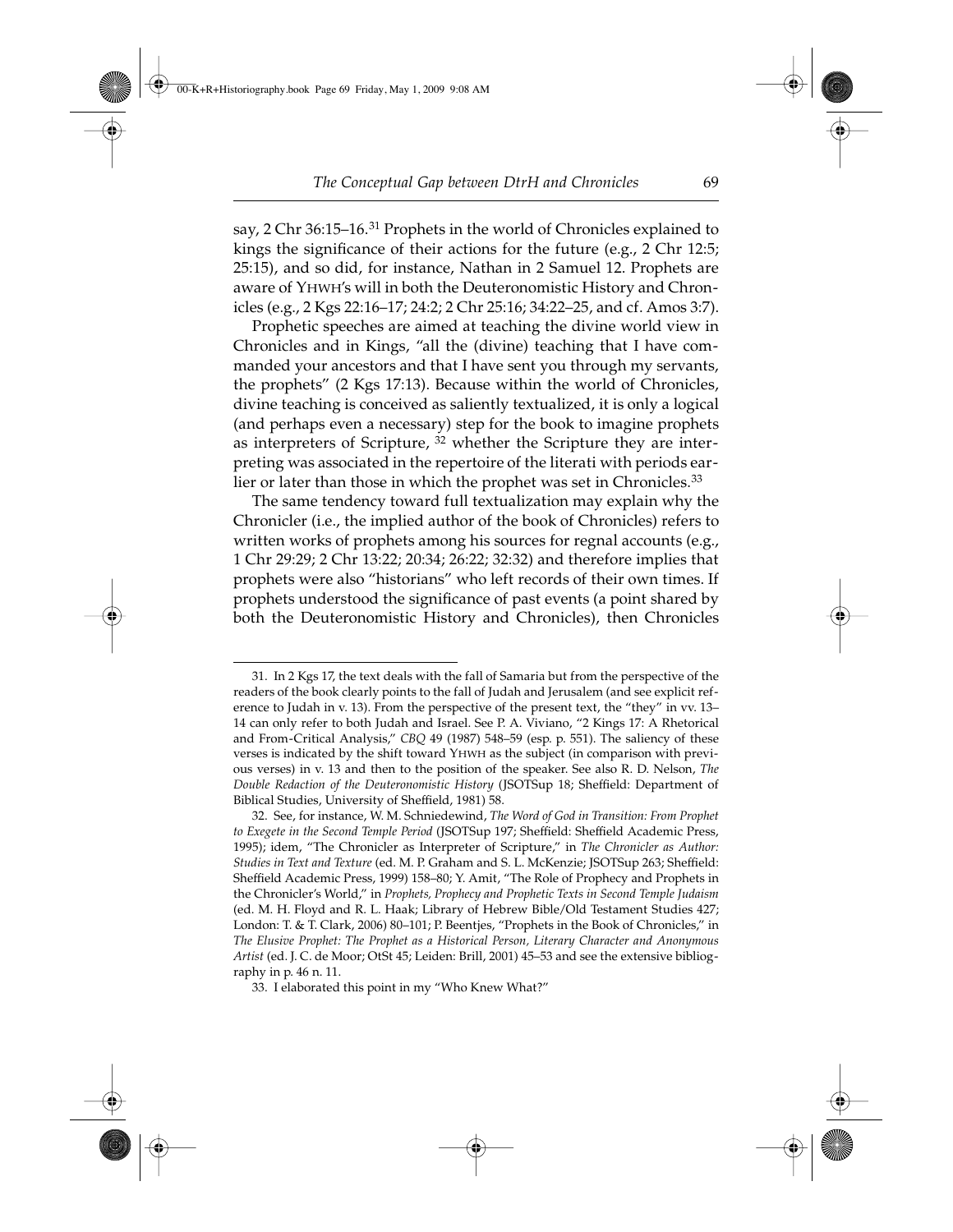say, 2 Chr 36:15–16.[31] Prophets in the world of Chronicles explained to kings the significance of their actions for the future (e.g., 2 Chr 12:5; 25:15), and so did, for instance, Nathan in 2 Samuel 12. Prophets are aware of YHWH's will in both the Deuteronomistic History and Chronicles (e.g., 2 Kgs 22:16–17; 24:2; 2 Chr 25:16; 34:22–25, and cf. Amos 3:7).

Prophetic speeches are aimed at teaching the divine world view in Chronicles and in Kings, "all the (divine) teaching that I have commanded your ancestors and that I have sent you through my servants, the prophets" (2 Kgs 17:13). Because within the world of Chronicles, divine teaching is conceived as saliently textualized, it is only a logical (and perhaps even a necessary) step for the book to imagine prophets as interpreters of Scripture, [32] whether the Scripture they are interpreting was associated in the repertoire of the literati with periods earlier or later than those in which the prophet was set in Chronicles.[33]

The same tendency toward full textualization may explain why the Chronicler (i.e., the implied author of the book of Chronicles) refers to written works of prophets among his sources for regnal accounts (e.g., 1 Chr 29:29; 2 Chr 13:22; 20:34; 26:22; 32:32) and therefore implies that prophets were also "historians" who left records of their own times. If prophets understood the significance of past events (a point shared by both the Deuteronomistic History and Chronicles), then Chronicles

---

31. In 2 Kgs 17, the text deals with the fall of Samaria but from the perspective of the readers of the book clearly points to the fall of Judah and Jerusalem (and see explicit reference to Judah in v. 13). From the perspective of the present text, the "they" in vv. 13–14 can only refer to both Judah and Israel. See P. A. Viviano, "2 Kings 17: A Rhetorical and From-Critical Analysis," *CBQ* 49 (1987) 548–59 (esp. p. 551). The saliency of these verses is indicated by the shift toward YHWH as the subject (in comparison with previous verses) in v. 13 and then to the position of the speaker. See also R. D. Nelson, *The Double Redaction of the Deuteronomistic History* (JSOTSup 18; Sheffield: Department of Biblical Studies, University of Sheffield, 1981) 58.

32. See, for instance, W. M. Schniedewind, *The Word of God in Transition: From Prophet to Exegete in the Second Temple Period* (JSOTSup 197; Sheffield: Sheffield Academic Press, 1995); idem, "The Chronicler as Interpreter of Scripture," in *The Chronicler as Author: Studies in Text and Texture* (ed. M. P. Graham and S. L. McKenzie; JSOTSup 263; Sheffield: Sheffield Academic Press, 1999) 158–80; Y. Amit, "The Role of Prophecy and Prophets in the Chronicler's World," in *Prophets, Prophecy and Prophetic Texts in Second Temple Judaism* (ed. M. H. Floyd and R. L. Haak; Library of Hebrew Bible/Old Testament Studies 427; London: T. & T. Clark, 2006) 80–101; P. Beentjes, "Prophets in the Book of Chronicles," in *The Elusive Prophet: The Prophet as a Historical Person, Literary Character and Anonymous Artist* (ed. J. C. de Moor; OtSt 45; Leiden: Brill, 2001) 45–53 and see the extensive bibliography in p. 46 n. 11.

33. I elaborated this point in my "Who Knew What?"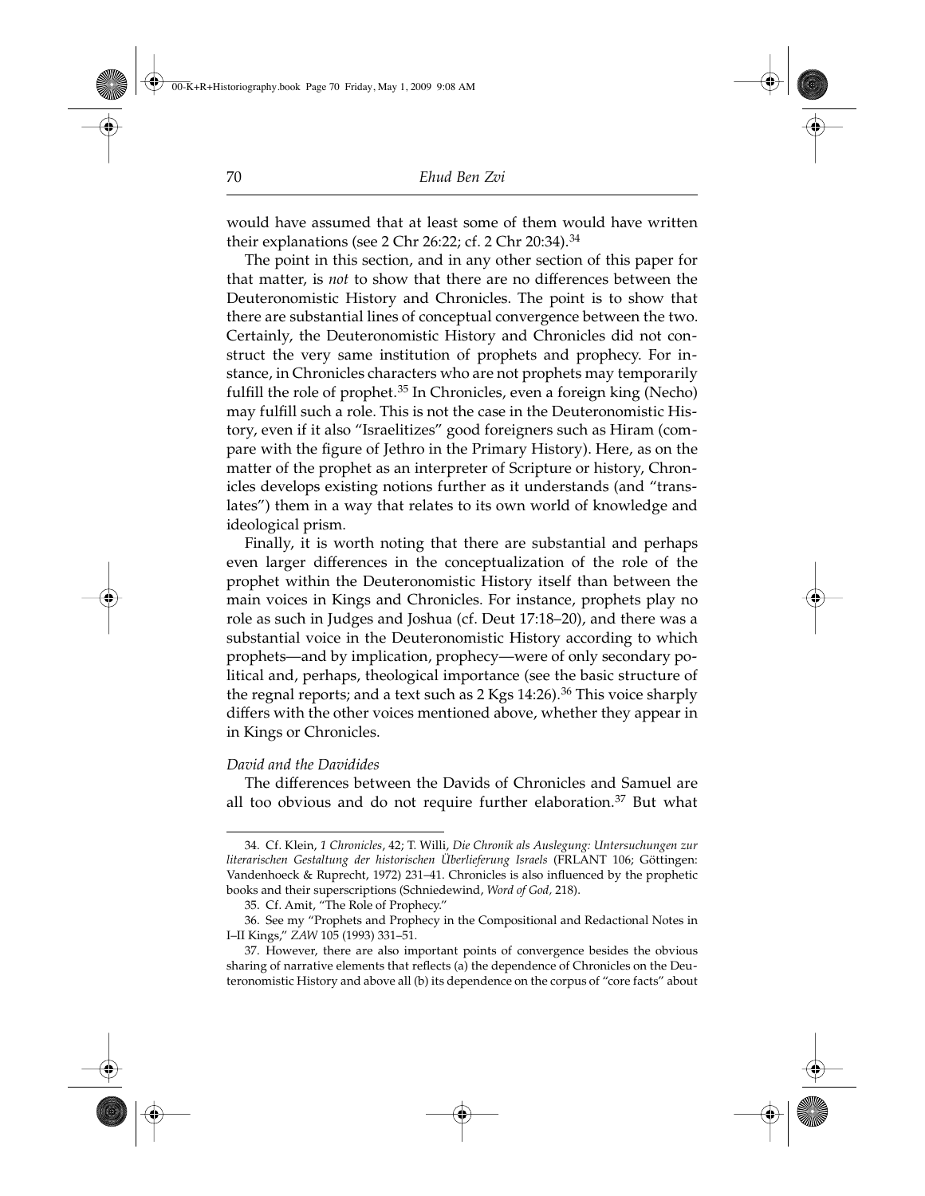would have assumed that at least some of them would have written their explanations (see 2 Chr 26:22; cf. 2 Chr 20:34).[34]

The point in this section, and in any other section of this paper for that matter, is *not* to show that there are no differences between the Deuteronomistic History and Chronicles. The point is to show that there are substantial lines of conceptual convergence between the two. Certainly, the Deuteronomistic History and Chronicles did not construct the very same institution of prophets and prophecy. For instance, in Chronicles characters who are not prophets may temporarily fulfill the role of prophet.[35] In Chronicles, even a foreign king (Necho) may fulfill such a role. This is not the case in the Deuteronomistic History, even if it also "Israelitizes" good foreigners such as Hiram (compare with the figure of Jethro in the Primary History). Here, as on the matter of the prophet as an interpreter of Scripture or history, Chronicles develops existing notions further as it understands (and "translates") them in a way that relates to its own world of knowledge and ideological prism.

Finally, it is worth noting that there are substantial and perhaps even larger differences in the conceptualization of the role of the prophet within the Deuteronomistic History itself than between the main voices in Kings and Chronicles. For instance, prophets play no role as such in Judges and Joshua (cf. Deut 17:18–20), and there was a substantial voice in the Deuteronomistic History according to which prophets—and by implication, prophecy—were of only secondary political and, perhaps, theological importance (see the basic structure of the regnal reports; and a text such as 2 Kgs 14:26).[36] This voice sharply differs with the other voices mentioned above, whether they appear in in Kings or Chronicles.

*David and the Davidides*

The differences between the Davids of Chronicles and Samuel are all too obvious and do not require further elaboration.[37] But what

---

34. Cf. Klein, *1 Chronicles*, 42; T. Willi, *Die Chronik als Auslegung: Untersuchungen zur literarischen Gestaltung der historischen Überlieferung Israels* (FRLANT 106; Göttingen: Vandenhoeck & Ruprecht, 1972) 231–41. Chronicles is also influenced by the prophetic books and their superscriptions (Schniedewind, *Word of God*, 218).

35. Cf. Amit, "The Role of Prophecy."

36. See my "Prophets and Prophecy in the Compositional and Redactional Notes in I–II Kings," *ZAW* 105 (1993) 331–51.

37. However, there are also important points of convergence besides the obvious sharing of narrative elements that reflects (a) the dependence of Chronicles on the Deuteronomistic History and above all (b) its dependence on the corpus of "core facts" about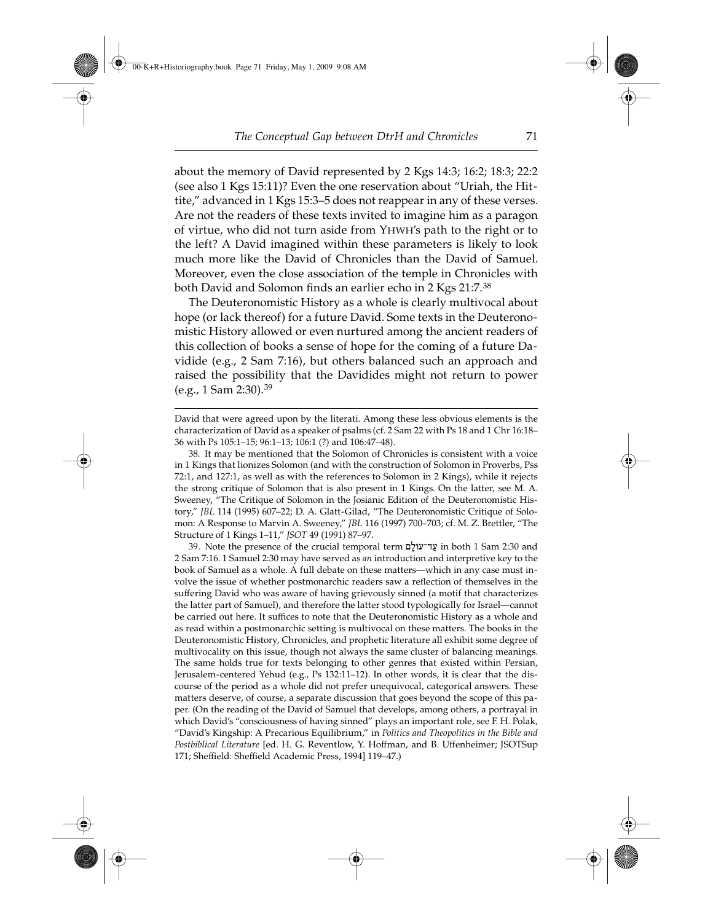about the memory of David represented by 2 Kgs 14:3; 16:2; 18:3; 22:2 (see also 1 Kgs 15:11)? Even the one reservation about "Uriah, the Hittite," advanced in 1 Kgs 15:3–5 does not reappear in any of these verses. Are not the readers of these texts invited to imagine him as a paragon of virtue, who did not turn aside from YHWH's path to the right or to the left? A David imagined within these parameters is likely to look much more like the David of Chronicles than the David of Samuel. Moreover, even the close association of the temple in Chronicles with both David and Solomon finds an earlier echo in 2 Kgs 21:7.[38]

The Deuteronomistic History as a whole is clearly multivocal about hope (or lack thereof) for a future David. Some texts in the Deuteronomistic History allowed or even nurtured among the ancient readers of this collection of books a sense of hope for the coming of a future Davidide (e.g., 2 Sam 7:16), but others balanced such an approach and raised the possibility that the Davidides might not return to power (e.g., 1 Sam 2:30).[39]

---

David that were agreed upon by the literati. Among these less obvious elements is the characterization of David as a speaker of psalms (cf. 2 Sam 22 with Ps 18 and 1 Chr 16:18–36 with Ps 105:1–15; 96:1–13; 106:1 (?) and 106:47–48).

38. It may be mentioned that the Solomon of Chronicles is consistent with a voice in 1 Kings that lionizes Solomon (and with the construction of Solomon in Proverbs, Pss 72:1, and 127:1, as well as with the references to Solomon in 2 Kings), while it rejects the strong critique of Solomon that is also present in 1 Kings. On the latter, see M. A. Sweeney, "The Critique of Solomon in the Josianic Edition of the Deuteronomistic History," *JBL* 114 (1995) 607–22; D. A. Glatt-Gilad, "The Deuteronomistic Critique of Solomon: A Response to Marvin A. Sweeney," *JBL* 116 (1997) 700–703; cf. M. Z. Brettler, "The Structure of 1 Kings 1–11," *JSOT* 49 (1991) 87–97.

39. Note the presence of the crucial temporal term עַד־עוֹלָם in both 1 Sam 2:30 and 2 Sam 7:16. 1 Samuel 2:30 may have served as *an* introduction and interpretive key to the book of Samuel as a whole. A full debate on these matters—which in any case must involve the issue of whether postmonarchic readers saw a reflection of themselves in the suffering David who was aware of having grievously sinned (a motif that characterizes the latter part of Samuel), and therefore the latter stood typologically for Israel—cannot be carried out here. It suffices to note that the Deuteronomistic History as a whole and as read within a postmonarchic setting is multivocal on these matters. The books in the Deuteronomistic History, Chronicles, and prophetic literature all exhibit some degree of multivocality on this issue, though not always the same cluster of balancing meanings. The same holds true for texts belonging to other genres that existed within Persian, Jerusalem-centered Yehud (e.g., Ps 132:11–12). In other words, it is clear that the discourse of the period as a whole did not prefer unequivocal, categorical answers. These matters deserve, of course, a separate discussion that goes beyond the scope of this paper. (On the reading of the David of Samuel that develops, among others, a portrayal in which David's "consciousness of having sinned" plays an important role, see F. H. Polak, "David's Kingship: A Precarious Equilibrium," in *Politics and Theopolitics in the Bible and Postbiblical Literature* [ed. H. G. Reventlow, Y. Hoffman, and B. Uffenheimer; JSOTSup 171; Sheffield: Sheffield Academic Press, 1994] 119–47.)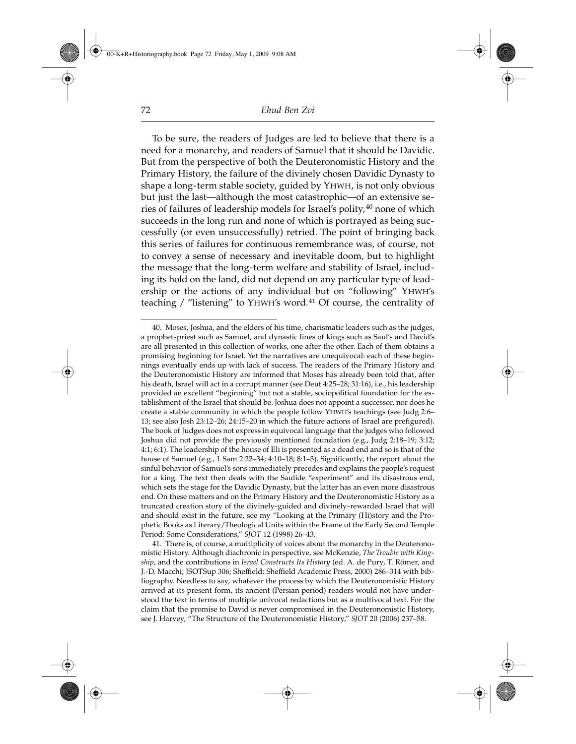To be sure, the readers of Judges are led to believe that there is a need for a monarchy, and readers of Samuel that it should be Davidic. But from the perspective of both the Deuteronomistic History and the Primary History, the failure of the divinely chosen Davidic Dynasty to shape a long-term stable society, guided by YHWH, is not only obvious but just the last—although the most catastrophic—of an extensive series of failures of leadership models for Israel's polity,[40] none of which succeeds in the long run and none of which is portrayed as being successfully (or even unsuccessfully) retried. The point of bringing back this series of failures for continuous remembrance was, of course, not to convey a sense of necessary and inevitable doom, but to highlight the message that the long-term welfare and stability of Israel, including its hold on the land, did not depend on any particular type of leadership or the actions of any individual but on "following" YHWH's teaching / "listening" to YHWH's word.[41] Of course, the centrality of

---

40. Moses, Joshua, and the elders of his time, charismatic leaders such as the judges, a prophet-priest such as Samuel, and dynastic lines of kings such as Saul's and David's are all presented in this collection of works, one after the other. Each of them obtains a promising beginning for Israel. Yet the narratives are unequivocal: each of these beginnings eventually ends up with lack of success. The readers of the Primary History and the Deuteronomistic History are informed that Moses has already been told that, after his death, Israel will act in a corrupt manner (see Deut 4:25–28; 31:16), i.e., his leadership provided an excellent "beginning" but not a stable, sociopolitical foundation for the establishment of the Israel that should be. Joshua does not appoint a successor, nor does he create a stable community in which the people follow YHWH's teachings (see Judg 2:6–13; see also Josh 23:12–26; 24:15–20 in which the future actions of Israel are prefigured). The book of Judges does not express in equivocal language that the judges who followed Joshua did not provide the previously mentioned foundation (e.g., Judg 2:18–19; 3:12; 4:1; 6:1). The leadership of the house of Eli is presented as a dead end and so is that of the house of Samuel (e.g., 1 Sam 2:22–34; 4:10–18; 8:1–3). Significantly, the report about the sinful behavior of Samuel's sons immediately precedes and explains the people's request for a king. The text then deals with the Saulide "experiment" and its disastrous end, which sets the stage for the Davidic Dynasty, but the latter has an even more disastrous end. On these matters and on the Primary History and the Deuteronomistic History as a truncated creation story of the divinely-guided and divinely-rewarded Israel that will and should exist in the future, see my "Looking at the Primary (Hi)story and the Prophetic Books as Literary/Theological Units within the Frame of the Early Second Temple Period: Some Considerations," *SJOT* 12 (1998) 26–43.

41. There is, of course, a multiplicity of voices about the monarchy in the Deuteronomistic History. Although diachronic in perspective, see McKenzie, *The Trouble with Kingship*, and the contributions in *Israel Constructs Its History* (ed. A. de Pury, T. Römer, and J.-D. Macchi; JSOTSup 306; Sheffield: Sheffield Academic Press, 2000) 286–314 with bibliography. Needless to say, whatever the process by which the Deuteronomistic History arrived at its present form, its ancient (Persian period) readers would not have understood the text in terms of multiple univocal redactions but as a multivocal text. For the claim that the promise to David is never compromised in the Deuteronomistic History, see J. Harvey, "The Structure of the Deuteronomistic History," *SJOT* 20 (2006) 237–58.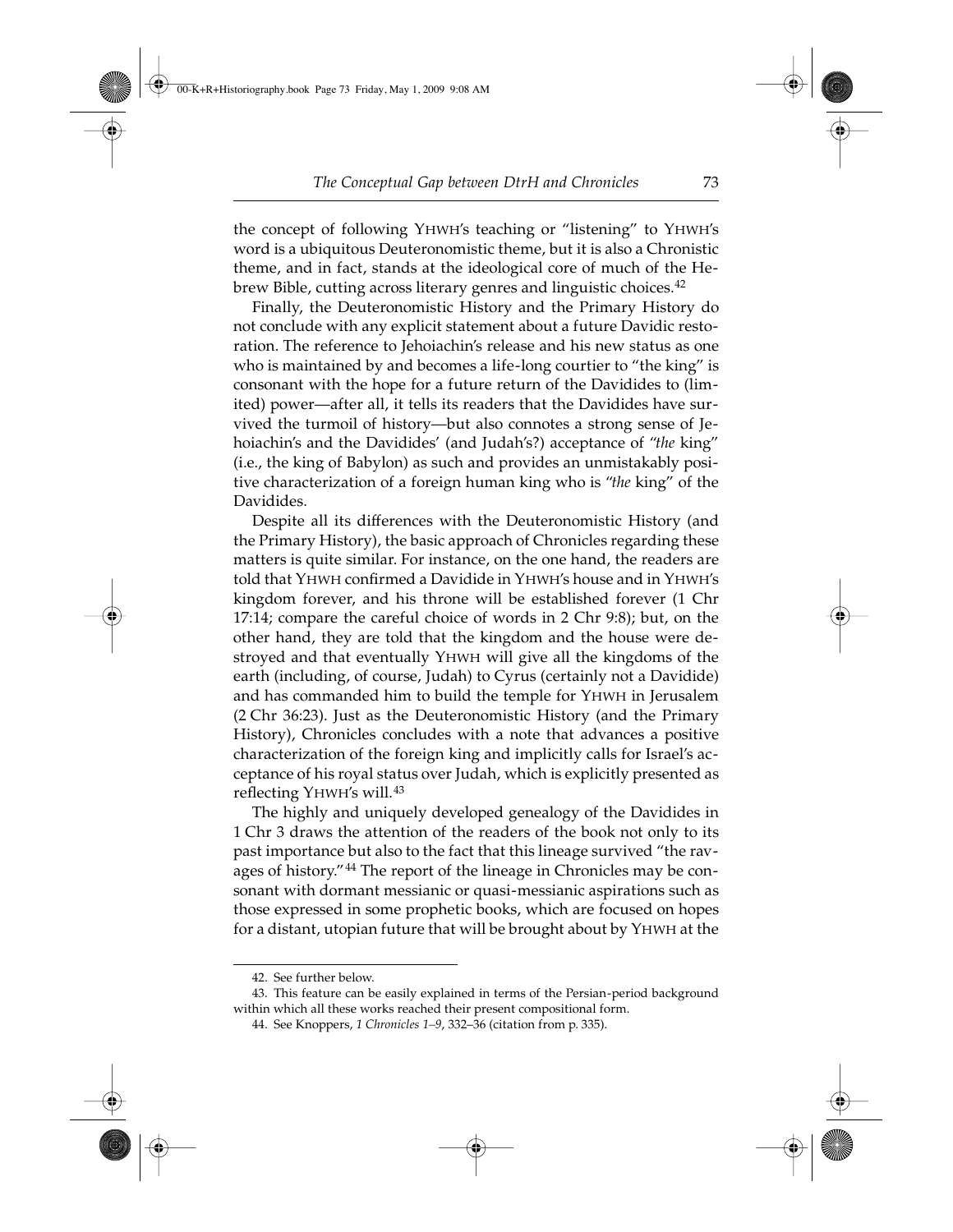the concept of following YHWH's teaching or "listening" to YHWH's word is a ubiquitous Deuteronomistic theme, but it is also a Chronistic theme, and in fact, stands at the ideological core of much of the Hebrew Bible, cutting across literary genres and linguistic choices.[42]

Finally, the Deuteronomistic History and the Primary History do not conclude with any explicit statement about a future Davidic restoration. The reference to Jehoiachin's release and his new status as one who is maintained by and becomes a life-long courtier to "the king" is consonant with the hope for a future return of the Davidides to (limited) power—after all, it tells its readers that the Davidides have survived the turmoil of history—but also connotes a strong sense of Jehoiachin's and the Davidides' (and Judah's?) acceptance of "*the* king" (i.e., the king of Babylon) as such and provides an unmistakably positive characterization of a foreign human king who is "*the* king" of the Davidides.

Despite all its differences with the Deuteronomistic History (and the Primary History), the basic approach of Chronicles regarding these matters is quite similar. For instance, on the one hand, the readers are told that YHWH confirmed a Davidide in YHWH's house and in YHWH's kingdom forever, and his throne will be established forever (1 Chr 17:14; compare the careful choice of words in 2 Chr 9:8); but, on the other hand, they are told that the kingdom and the house were destroyed and that eventually YHWH will give all the kingdoms of the earth (including, of course, Judah) to Cyrus (certainly not a Davidide) and has commanded him to build the temple for YHWH in Jerusalem (2 Chr 36:23). Just as the Deuteronomistic History (and the Primary History), Chronicles concludes with a note that advances a positive characterization of the foreign king and implicitly calls for Israel's acceptance of his royal status over Judah, which is explicitly presented as reflecting YHWH's will.[43]

The highly and uniquely developed genealogy of the Davidides in 1 Chr 3 draws the attention of the readers of the book not only to its past importance but also to the fact that this lineage survived "the ravages of history."[44] The report of the lineage in Chronicles may be consonant with dormant messianic or quasi-messianic aspirations such as those expressed in some prophetic books, which are focused on hopes for a distant, utopian future that will be brought about by YHWH at the

---

42. See further below.

43. This feature can be easily explained in terms of the Persian-period background within which all these works reached their present compositional form.

44. See Knoppers, *1 Chronicles 1–9*, 332–36 (citation from p. 335).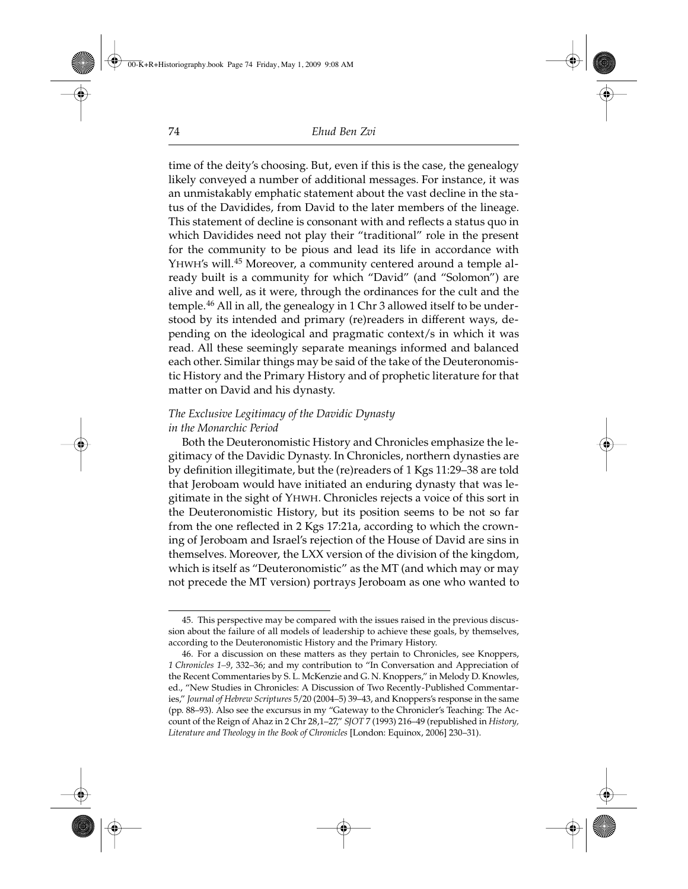time of the deity's choosing. But, even if this is the case, the genealogy likely conveyed a number of additional messages. For instance, it was an unmistakably emphatic statement about the vast decline in the status of the Davidides, from David to the later members of the lineage. This statement of decline is consonant with and reflects a status quo in which Davidides need not play their "traditional" role in the present for the community to be pious and lead its life in accordance with YHWH's will.[45] Moreover, a community centered around a temple already built is a community for which "David" (and "Solomon") are alive and well, as it were, through the ordinances for the cult and the temple.[46] All in all, the genealogy in 1 Chr 3 allowed itself to be understood by its intended and primary (re)readers in different ways, depending on the ideological and pragmatic context/s in which it was read. All these seemingly separate meanings informed and balanced each other. Similar things may be said of the take of the Deuteronomistic History and the Primary History and of prophetic literature for that matter on David and his dynasty.

### *The Exclusive Legitimacy of the Davidic Dynasty in the Monarchic Period*

Both the Deuteronomistic History and Chronicles emphasize the legitimacy of the Davidic Dynasty. In Chronicles, northern dynasties are by definition illegitimate, but the (re)readers of 1 Kgs 11:29–38 are told that Jeroboam would have initiated an enduring dynasty that was legitimate in the sight of YHWH. Chronicles rejects a voice of this sort in the Deuteronomistic History, but its position seems to be not so far from the one reflected in 2 Kgs 17:21a, according to which the crowning of Jeroboam and Israel's rejection of the House of David are sins in themselves. Moreover, the LXX version of the division of the kingdom, which is itself as "Deuteronomistic" as the MT (and which may or may not precede the MT version) portrays Jeroboam as one who wanted to

45. This perspective may be compared with the issues raised in the previous discussion about the failure of all models of leadership to achieve these goals, by themselves, according to the Deuteronomistic History and the Primary History.

46. For a discussion on these matters as they pertain to Chronicles, see Knoppers, *1 Chronicles 1–9*, 332–36; and my contribution to "In Conversation and Appreciation of the Recent Commentaries by S. L. McKenzie and G. N. Knoppers," in Melody D. Knowles, ed., "New Studies in Chronicles: A Discussion of Two Recently-Published Commentaries," *Journal of Hebrew Scriptures* 5/20 (2004–5) 39–43, and Knoppers's response in the same (pp. 88–93). Also see the excursus in my "Gateway to the Chronicler's Teaching: The Account of the Reign of Ahaz in 2 Chr 28,1–27," *SJOT* 7 (1993) 216–49 (republished in *History, Literature and Theology in the Book of Chronicles* [London: Equinox, 2006] 230–31).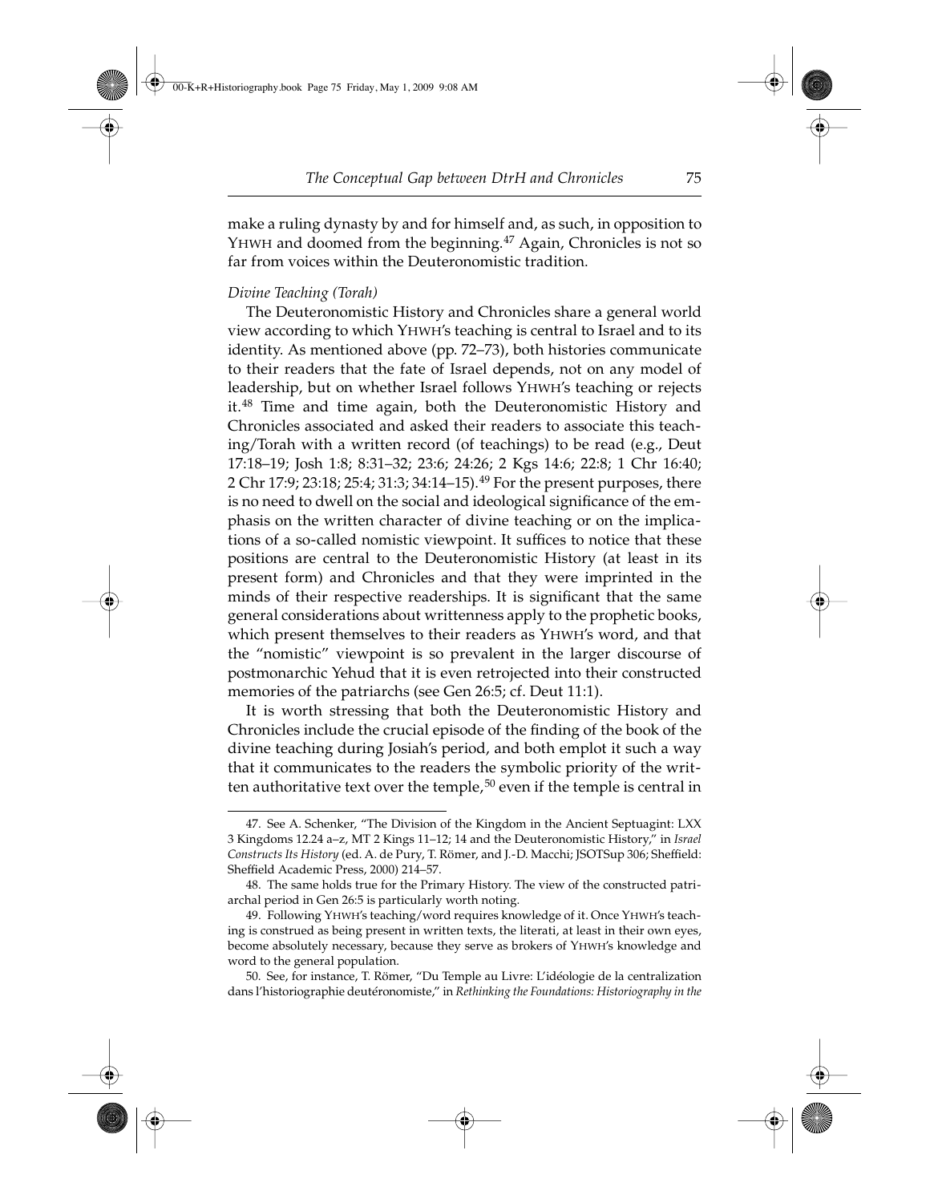make a ruling dynasty by and for himself and, as such, in opposition to YHWH and doomed from the beginning.[47] Again, Chronicles is not so far from voices within the Deuteronomistic tradition.

*Divine Teaching (Torah)*

The Deuteronomistic History and Chronicles share a general world view according to which YHWH's teaching is central to Israel and to its identity. As mentioned above (pp. 72–73), both histories communicate to their readers that the fate of Israel depends, not on any model of leadership, but on whether Israel follows YHWH's teaching or rejects it.[48] Time and time again, both the Deuteronomistic History and Chronicles associated and asked their readers to associate this teaching/Torah with a written record (of teachings) to be read (e.g., Deut 17:18–19; Josh 1:8; 8:31–32; 23:6; 24:26; 2 Kgs 14:6; 22:8; 1 Chr 16:40; 2 Chr 17:9; 23:18; 25:4; 31:3; 34:14–15).[49] For the present purposes, there is no need to dwell on the social and ideological significance of the emphasis on the written character of divine teaching or on the implications of a so-called nomistic viewpoint. It suffices to notice that these positions are central to the Deuteronomistic History (at least in its present form) and Chronicles and that they were imprinted in the minds of their respective readerships. It is significant that the same general considerations about writtenness apply to the prophetic books, which present themselves to their readers as YHWH's word, and that the "nomistic" viewpoint is so prevalent in the larger discourse of postmonarchic Yehud that it is even retrojected into their constructed memories of the patriarchs (see Gen 26:5; cf. Deut 11:1).

It is worth stressing that both the Deuteronomistic History and Chronicles include the crucial episode of the finding of the book of the divine teaching during Josiah's period, and both emplot it such a way that it communicates to the readers the symbolic priority of the written authoritative text over the temple,[50] even if the temple is central in

---

47. See A. Schenker, "The Division of the Kingdom in the Ancient Septuagint: LXX 3 Kingdoms 12.24 a–z, MT 2 Kings 11–12; 14 and the Deuteronomistic History," in *Israel Constructs Its History* (ed. A. de Pury, T. Römer, and J.-D. Macchi; JSOTSup 306; Sheffield: Sheffield Academic Press, 2000) 214–57.

48. The same holds true for the Primary History. The view of the constructed patriarchal period in Gen 26:5 is particularly worth noting.

49. Following YHWH's teaching/word requires knowledge of it. Once YHWH's teaching is construed as being present in written texts, the literati, at least in their own eyes, become absolutely necessary, because they serve as brokers of YHWH's knowledge and word to the general population.

50. See, for instance, T. Römer, "Du Temple au Livre: L'idéologie de la centralization dans l'historiographie deutéronomiste," in *Rethinking the Foundations: Historiography in the*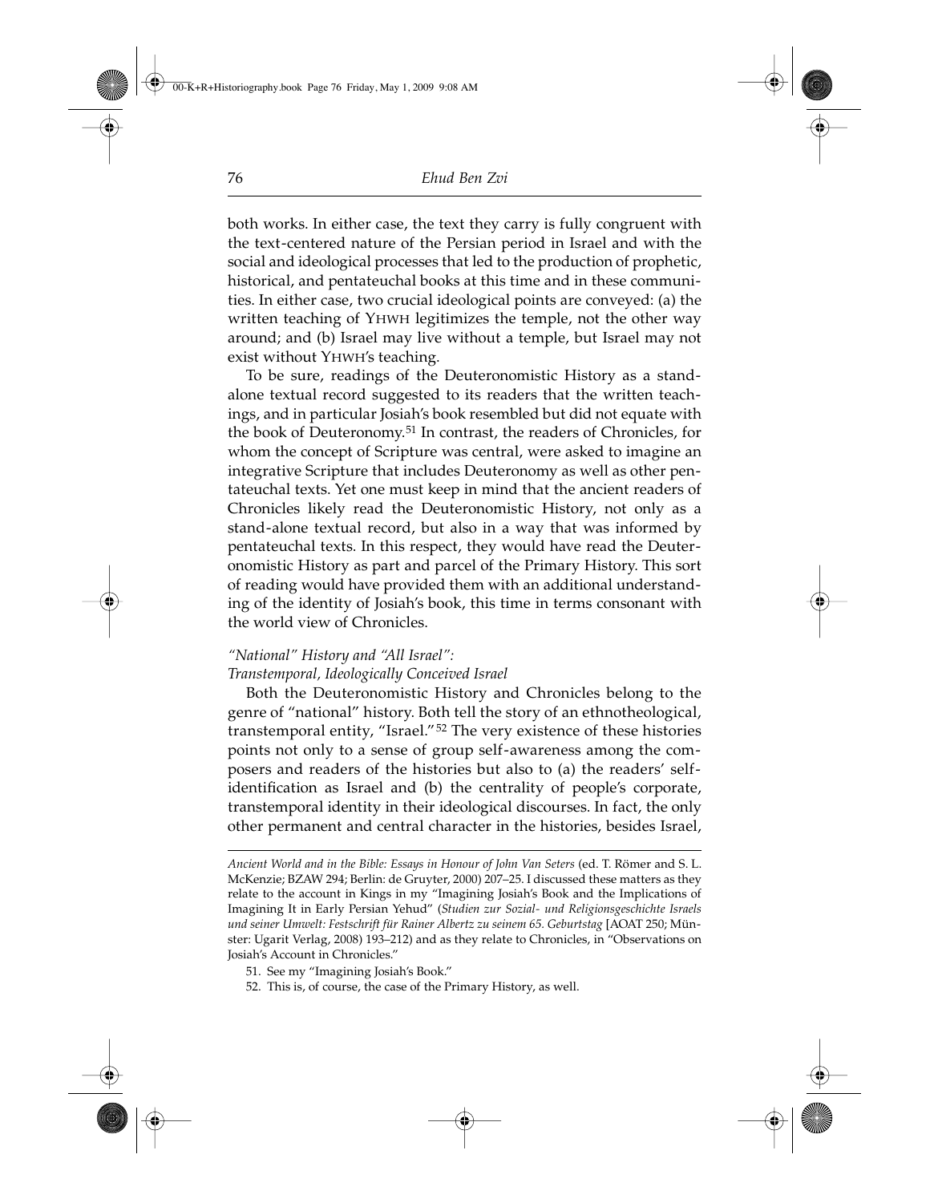both works. In either case, the text they carry is fully congruent with the text-centered nature of the Persian period in Israel and with the social and ideological processes that led to the production of prophetic, historical, and pentateuchal books at this time and in these communities. In either case, two crucial ideological points are conveyed: (a) the written teaching of YHWH legitimizes the temple, not the other way around; and (b) Israel may live without a temple, but Israel may not exist without YHWH's teaching.

To be sure, readings of the Deuteronomistic History as a stand-alone textual record suggested to its readers that the written teachings, and in particular Josiah's book resembled but did not equate with the book of Deuteronomy.[51] In contrast, the readers of Chronicles, for whom the concept of Scripture was central, were asked to imagine an integrative Scripture that includes Deuteronomy as well as other pentateuchal texts. Yet one must keep in mind that the ancient readers of Chronicles likely read the Deuteronomistic History, not only as a stand-alone textual record, but also in a way that was informed by pentateuchal texts. In this respect, they would have read the Deuteronomistic History as part and parcel of the Primary History. This sort of reading would have provided them with an additional understanding of the identity of Josiah's book, this time in terms consonant with the world view of Chronicles.

*"National" History and "All Israel":*
*Transtemporal, Ideologically Conceived Israel*

Both the Deuteronomistic History and Chronicles belong to the genre of "national" history. Both tell the story of an ethnotheological, transtemporal entity, "Israel."[52] The very existence of these histories points not only to a sense of group self-awareness among the composers and readers of the histories but also to (a) the readers' self-identification as Israel and (b) the centrality of people's corporate, transtemporal identity in their ideological discourses. In fact, the only other permanent and central character in the histories, besides Israel,

---

*Ancient World and in the Bible: Essays in Honour of John Van Seters* (ed. T. Römer and S. L. McKenzie; BZAW 294; Berlin: de Gruyter, 2000) 207–25. I discussed these matters as they relate to the account in Kings in my "Imagining Josiah's Book and the Implications of Imagining It in Early Persian Yehud" (*Studien zur Sozial- und Religionsgeschichte Israels und seiner Umwelt: Festschrift für Rainer Albertz zu seinem 65. Geburtstag* [AOAT 250; Münster: Ugarit Verlag, 2008) 193–212) and as they relate to Chronicles, in "Observations on Josiah's Account in Chronicles."

51. See my "Imagining Josiah's Book."

52. This is, of course, the case of the Primary History, as well.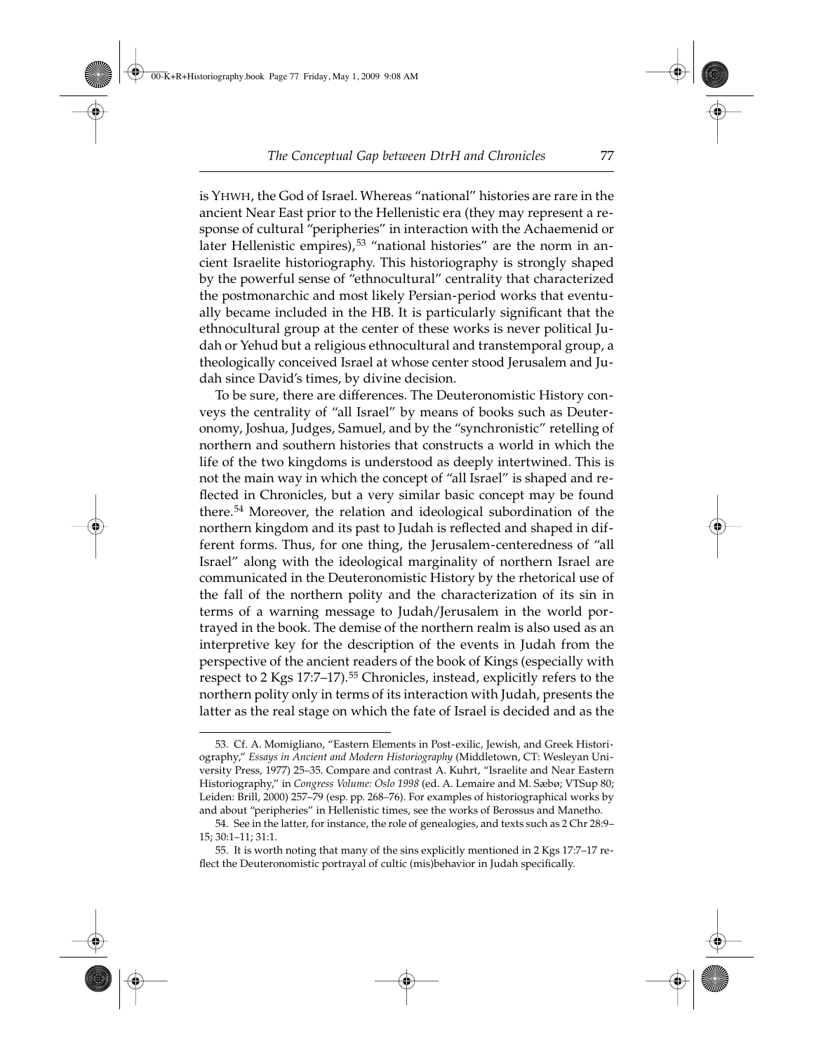is YHWH, the God of Israel. Whereas "national" histories are rare in the ancient Near East prior to the Hellenistic era (they may represent a response of cultural "peripheries" in interaction with the Achaemenid or later Hellenistic empires),[53] "national histories" are the norm in ancient Israelite historiography. This historiography is strongly shaped by the powerful sense of "ethnocultural" centrality that characterized the postmonarchic and most likely Persian-period works that eventually became included in the HB. It is particularly significant that the ethnocultural group at the center of these works is never political Judah or Yehud but a religious ethnocultural and transtemporal group, a theologically conceived Israel at whose center stood Jerusalem and Judah since David's times, by divine decision.

To be sure, there are differences. The Deuteronomistic History conveys the centrality of "all Israel" by means of books such as Deuteronomy, Joshua, Judges, Samuel, and by the "synchronistic" retelling of northern and southern histories that constructs a world in which the life of the two kingdoms is understood as deeply intertwined. This is not the main way in which the concept of "all Israel" is shaped and reflected in Chronicles, but a very similar basic concept may be found there.[54] Moreover, the relation and ideological subordination of the northern kingdom and its past to Judah is reflected and shaped in different forms. Thus, for one thing, the Jerusalem-centeredness of "all Israel" along with the ideological marginality of northern Israel are communicated in the Deuteronomistic History by the rhetorical use of the fall of the northern polity and the characterization of its sin in terms of a warning message to Judah/Jerusalem in the world portrayed in the book. The demise of the northern realm is also used as an interpretive key for the description of the events in Judah from the perspective of the ancient readers of the book of Kings (especially with respect to 2 Kgs 17:7–17).[55] Chronicles, instead, explicitly refers to the northern polity only in terms of its interaction with Judah, presents the latter as the real stage on which the fate of Israel is decided and as the

---

53. Cf. A. Momigliano, "Eastern Elements in Post-exilic, Jewish, and Greek Historiography," *Essays in Ancient and Modern Historiography* (Middletown, CT: Wesleyan University Press, 1977) 25–35. Compare and contrast A. Kuhrt, "Israelite and Near Eastern Historiography," in *Congress Volume: Oslo 1998* (ed. A. Lemaire and M. Sæbø; VTSup 80; Leiden: Brill, 2000) 257–79 (esp. pp. 268–76). For examples of historiographical works by and about "peripheries" in Hellenistic times, see the works of Berossus and Manetho.

54. See in the latter, for instance, the role of genealogies, and texts such as 2 Chr 28:9–15; 30:1–11; 31:1.

55. It is worth noting that many of the sins explicitly mentioned in 2 Kgs 17:7–17 reflect the Deuteronomistic portrayal of cultic (mis)behavior in Judah specifically.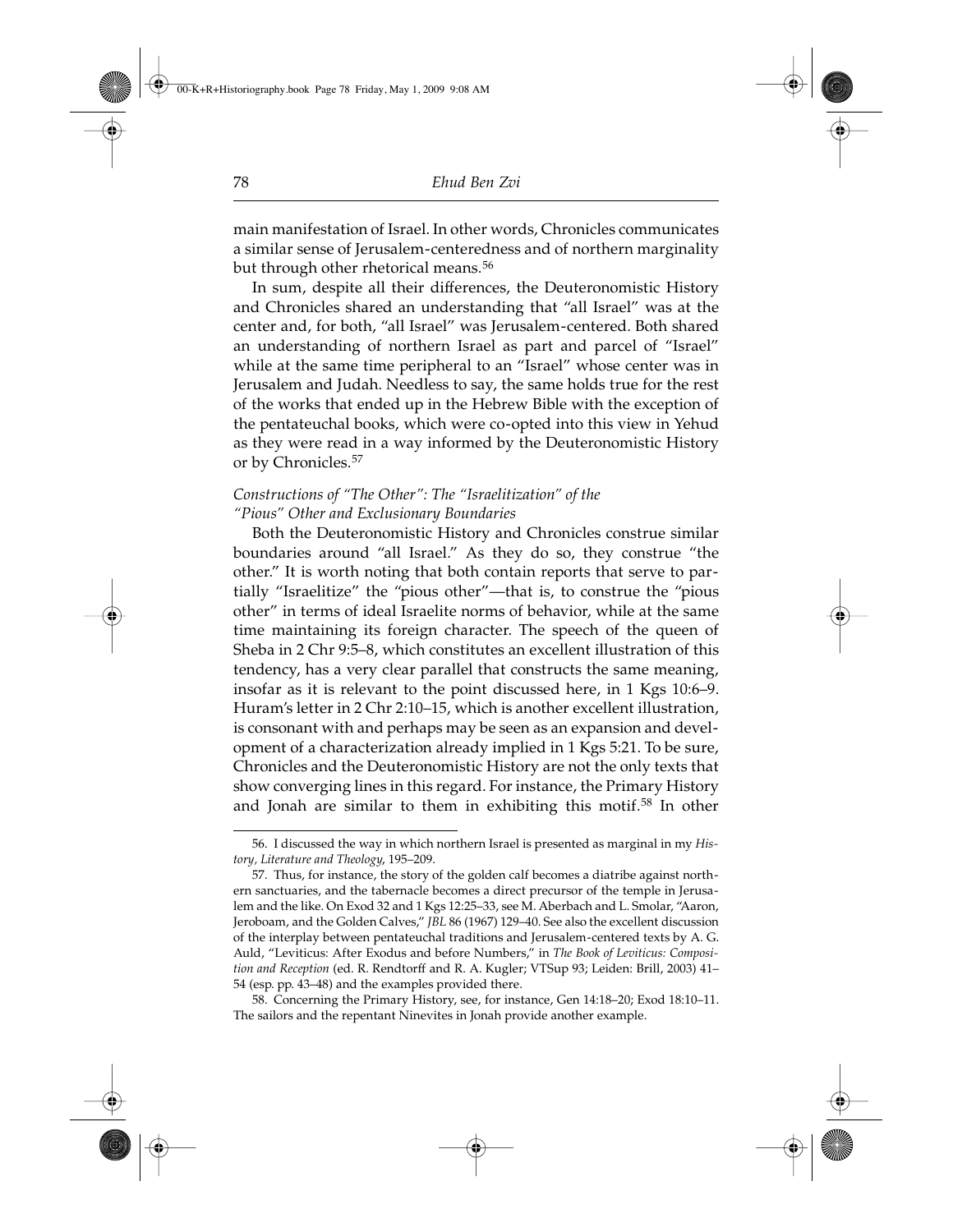main manifestation of Israel. In other words, Chronicles communicates a similar sense of Jerusalem-centeredness and of northern marginality but through other rhetorical means.[56]

In sum, despite all their differences, the Deuteronomistic History and Chronicles shared an understanding that "all Israel" was at the center and, for both, "all Israel" was Jerusalem-centered. Both shared an understanding of northern Israel as part and parcel of "Israel" while at the same time peripheral to an "Israel" whose center was in Jerusalem and Judah. Needless to say, the same holds true for the rest of the works that ended up in the Hebrew Bible with the exception of the pentateuchal books, which were co-opted into this view in Yehud as they were read in a way informed by the Deuteronomistic History or by Chronicles.[57]

*Constructions of "The Other": The "Israelitization" of the "Pious" Other and Exclusionary Boundaries*

Both the Deuteronomistic History and Chronicles construe similar boundaries around "all Israel." As they do so, they construe "the other." It is worth noting that both contain reports that serve to partially "Israelitize" the "pious other"—that is, to construe the "pious other" in terms of ideal Israelite norms of behavior, while at the same time maintaining its foreign character. The speech of the queen of Sheba in 2 Chr 9:5–8, which constitutes an excellent illustration of this tendency, has a very clear parallel that constructs the same meaning, insofar as it is relevant to the point discussed here, in 1 Kgs 10:6–9. Huram's letter in 2 Chr 2:10–15, which is another excellent illustration, is consonant with and perhaps may be seen as an expansion and development of a characterization already implied in 1 Kgs 5:21. To be sure, Chronicles and the Deuteronomistic History are not the only texts that show converging lines in this regard. For instance, the Primary History and Jonah are similar to them in exhibiting this motif.[58] In other

---

56. I discussed the way in which northern Israel is presented as marginal in my *History, Literature and Theology*, 195–209.

57. Thus, for instance, the story of the golden calf becomes a diatribe against northern sanctuaries, and the tabernacle becomes a direct precursor of the temple in Jerusalem and the like. On Exod 32 and 1 Kgs 12:25–33, see M. Aberbach and L. Smolar, "Aaron, Jeroboam, and the Golden Calves," *JBL* 86 (1967) 129–40. See also the excellent discussion of the interplay between pentateuchal traditions and Jerusalem-centered texts by A. G. Auld, "Leviticus: After Exodus and before Numbers," in *The Book of Leviticus: Composition and Reception* (ed. R. Rendtorff and R. A. Kugler; VTSup 93; Leiden: Brill, 2003) 41–54 (esp. pp. 43–48) and the examples provided there.

58. Concerning the Primary History, see, for instance, Gen 14:18–20; Exod 18:10–11. The sailors and the repentant Ninevites in Jonah provide another example.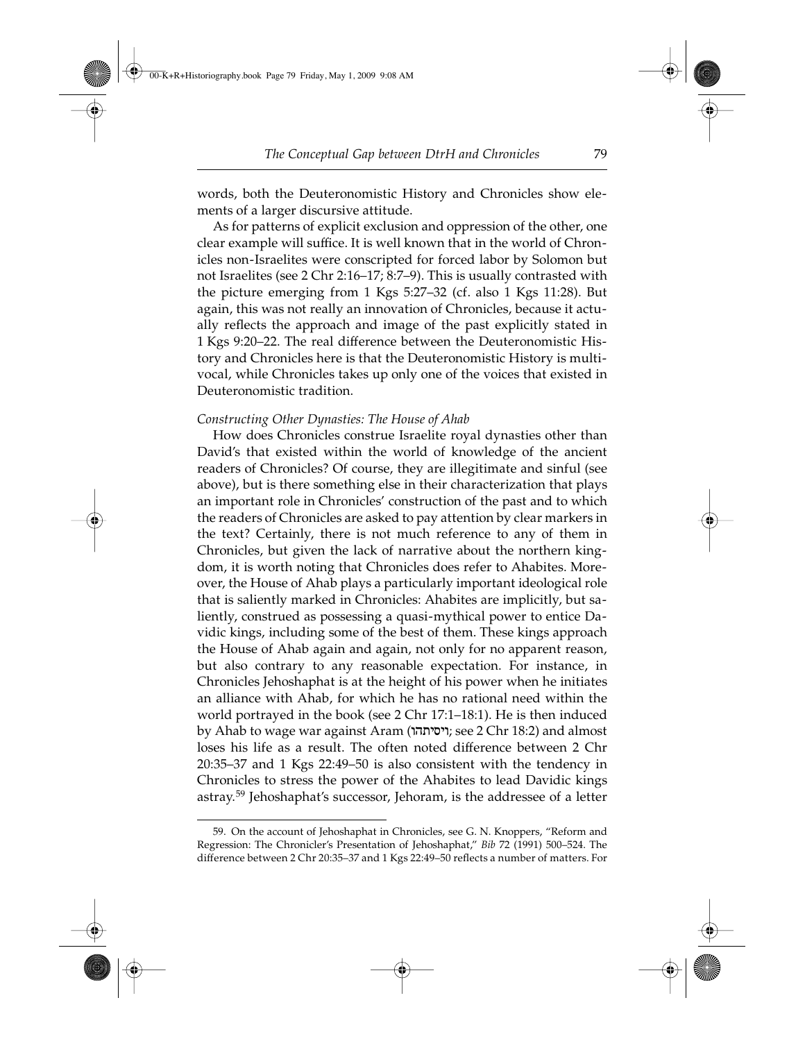words, both the Deuteronomistic History and Chronicles show elements of a larger discursive attitude.

As for patterns of explicit exclusion and oppression of the other, one clear example will suffice. It is well known that in the world of Chronicles non-Israelites were conscripted for forced labor by Solomon but not Israelites (see 2 Chr 2:16–17; 8:7–9). This is usually contrasted with the picture emerging from 1 Kgs 5:27–32 (cf. also 1 Kgs 11:28). But again, this was not really an innovation of Chronicles, because it actually reflects the approach and image of the past explicitly stated in 1 Kgs 9:20–22. The real difference between the Deuteronomistic History and Chronicles here is that the Deuteronomistic History is multivocal, while Chronicles takes up only one of the voices that existed in Deuteronomistic tradition.

*Constructing Other Dynasties: The House of Ahab*

How does Chronicles construe Israelite royal dynasties other than David's that existed within the world of knowledge of the ancient readers of Chronicles? Of course, they are illegitimate and sinful (see above), but is there something else in their characterization that plays an important role in Chronicles' construction of the past and to which the readers of Chronicles are asked to pay attention by clear markers in the text? Certainly, there is not much reference to any of them in Chronicles, but given the lack of narrative about the northern kingdom, it is worth noting that Chronicles does refer to Ahabites. Moreover, the House of Ahab plays a particularly important ideological role that is saliently marked in Chronicles: Ahabites are implicitly, but saliently, construed as possessing a quasi-mythical power to entice Davidic kings, including some of the best of them. These kings approach the House of Ahab again and again, not only for no apparent reason, but also contrary to any reasonable expectation. For instance, in Chronicles Jehoshaphat is at the height of his power when he initiates an alliance with Ahab, for which he has no rational need within the world portrayed in the book (see 2 Chr 17:1–18:1). He is then induced by Ahab to wage war against Aram (ויסיתהו; see 2 Chr 18:2) and almost loses his life as a result. The often noted difference between 2 Chr 20:35–37 and 1 Kgs 22:49–50 is also consistent with the tendency in Chronicles to stress the power of the Ahabites to lead Davidic kings astray.[59] Jehoshaphat's successor, Jehoram, is the addressee of a letter

59. On the account of Jehoshaphat in Chronicles, see G. N. Knoppers, "Reform and Regression: The Chronicler's Presentation of Jehoshaphat," *Bib* 72 (1991) 500–524. The difference between 2 Chr 20:35–37 and 1 Kgs 22:49–50 reflects a number of matters. For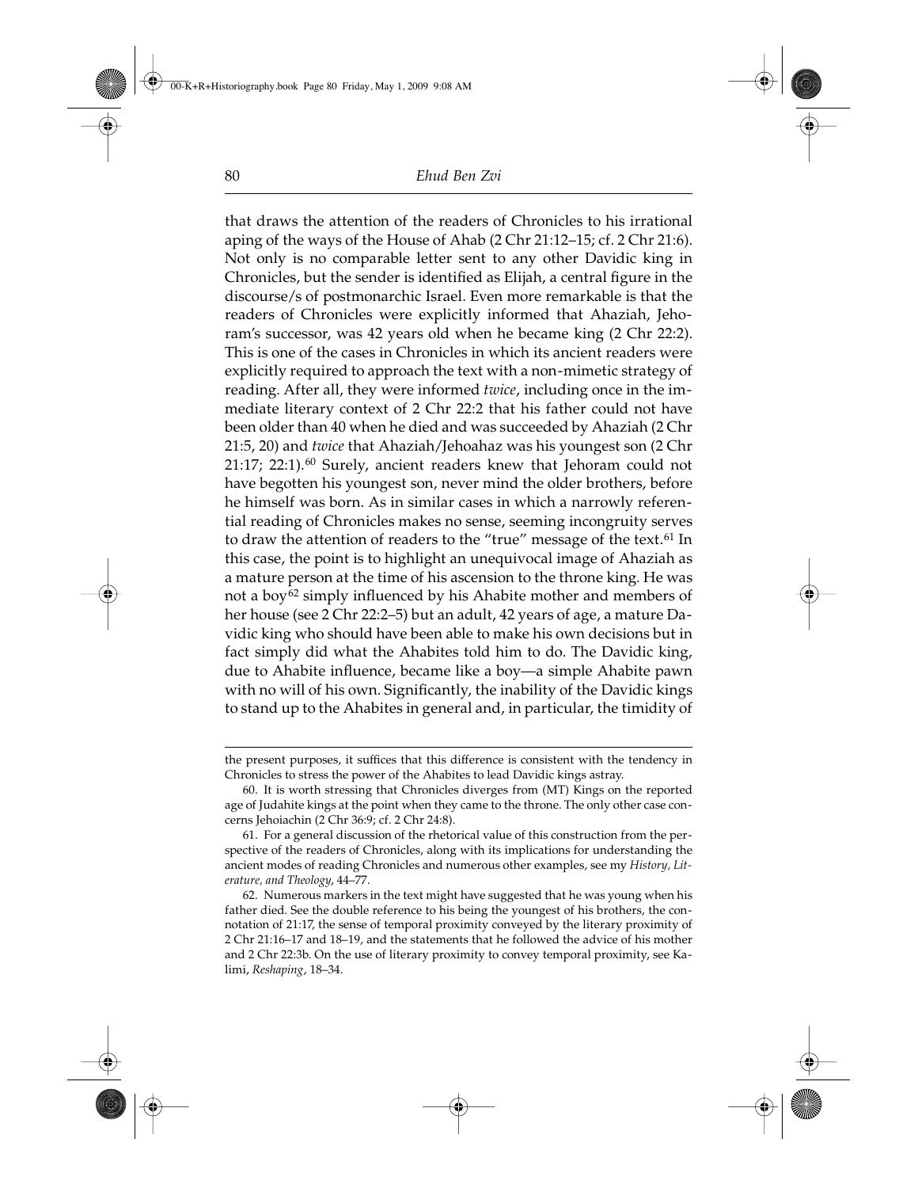that draws the attention of the readers of Chronicles to his irrational aping of the ways of the House of Ahab (2 Chr 21:12–15; cf. 2 Chr 21:6). Not only is no comparable letter sent to any other Davidic king in Chronicles, but the sender is identified as Elijah, a central figure in the discourse/s of postmonarchic Israel. Even more remarkable is that the readers of Chronicles were explicitly informed that Ahaziah, Jehoram's successor, was 42 years old when he became king (2 Chr 22:2). This is one of the cases in Chronicles in which its ancient readers were explicitly required to approach the text with a non-mimetic strategy of reading. After all, they were informed *twice*, including once in the immediate literary context of 2 Chr 22:2 that his father could not have been older than 40 when he died and was succeeded by Ahaziah (2 Chr 21:5, 20) and *twice* that Ahaziah/Jehoahaz was his youngest son (2 Chr 21:17; 22:1).[60] Surely, ancient readers knew that Jehoram could not have begotten his youngest son, never mind the older brothers, before he himself was born. As in similar cases in which a narrowly referential reading of Chronicles makes no sense, seeming incongruity serves to draw the attention of readers to the "true" message of the text.[61] In this case, the point is to highlight an unequivocal image of Ahaziah as a mature person at the time of his ascension to the throne king. He was not a boy[62] simply influenced by his Ahabite mother and members of her house (see 2 Chr 22:2–5) but an adult, 42 years of age, a mature Davidic king who should have been able to make his own decisions but in fact simply did what the Ahabites told him to do. The Davidic king, due to Ahabite influence, became like a boy—a simple Ahabite pawn with no will of his own. Significantly, the inability of the Davidic kings to stand up to the Ahabites in general and, in particular, the timidity of

---

the present purposes, it suffices that this difference is consistent with the tendency in Chronicles to stress the power of the Ahabites to lead Davidic kings astray.

60. It is worth stressing that Chronicles diverges from (MT) Kings on the reported age of Judahite kings at the point when they came to the throne. The only other case concerns Jehoiachin (2 Chr 36:9; cf. 2 Chr 24:8).

61. For a general discussion of the rhetorical value of this construction from the perspective of the readers of Chronicles, along with its implications for understanding the ancient modes of reading Chronicles and numerous other examples, see my *History, Literature, and Theology*, 44–77.

62. Numerous markers in the text might have suggested that he was young when his father died. See the double reference to his being the youngest of his brothers, the connotation of 21:17, the sense of temporal proximity conveyed by the literary proximity of 2 Chr 21:16–17 and 18–19, and the statements that he followed the advice of his mother and 2 Chr 22:3b. On the use of literary proximity to convey temporal proximity, see Kalimi, *Reshaping*, 18–34.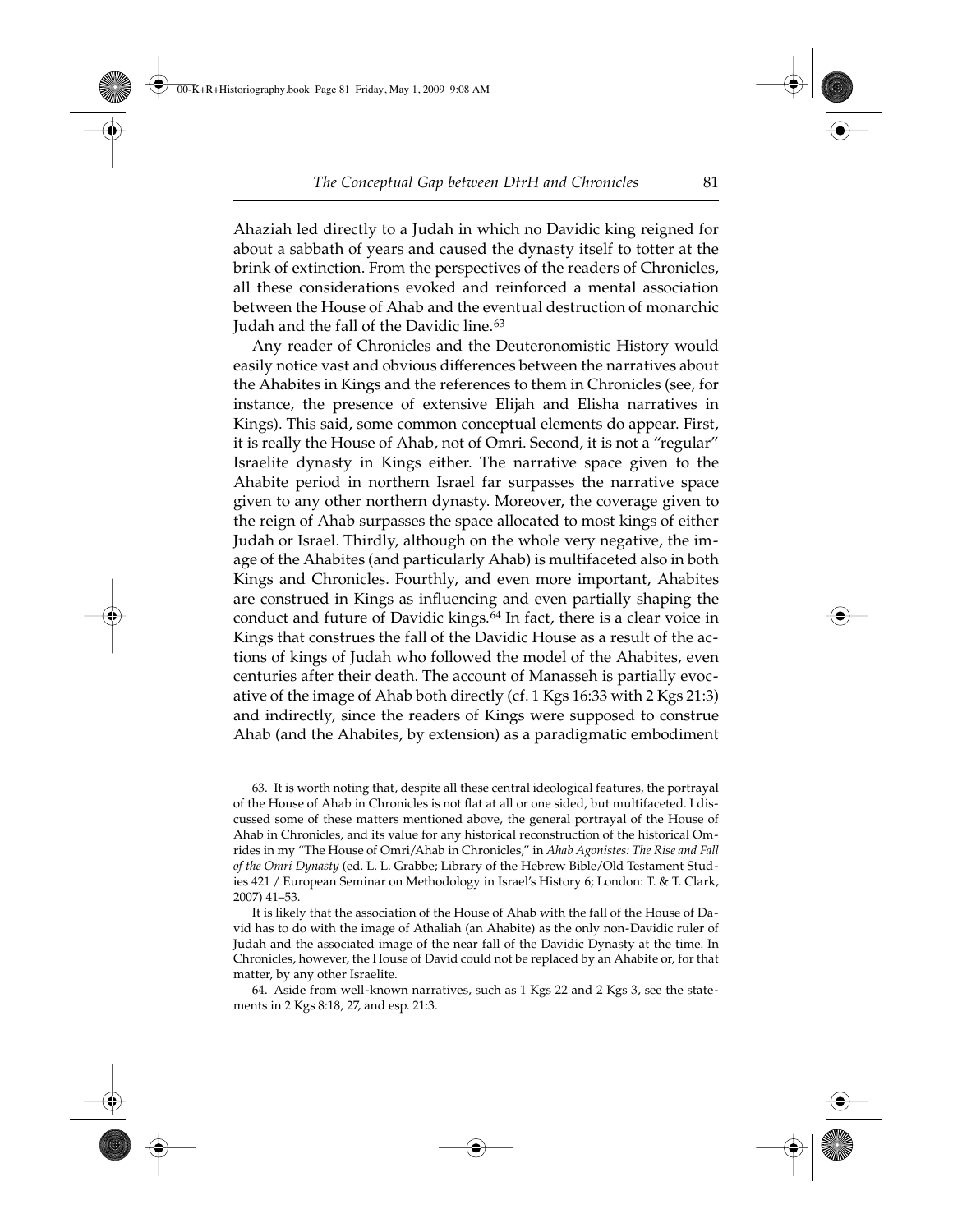Ahaziah led directly to a Judah in which no Davidic king reigned for about a sabbath of years and caused the dynasty itself to totter at the brink of extinction. From the perspectives of the readers of Chronicles, all these considerations evoked and reinforced a mental association between the House of Ahab and the eventual destruction of monarchic Judah and the fall of the Davidic line.[63]

Any reader of Chronicles and the Deuteronomistic History would easily notice vast and obvious differences between the narratives about the Ahabites in Kings and the references to them in Chronicles (see, for instance, the presence of extensive Elijah and Elisha narratives in Kings). This said, some common conceptual elements do appear. First, it is really the House of Ahab, not of Omri. Second, it is not a "regular" Israelite dynasty in Kings either. The narrative space given to the Ahabite period in northern Israel far surpasses the narrative space given to any other northern dynasty. Moreover, the coverage given to the reign of Ahab surpasses the space allocated to most kings of either Judah or Israel. Thirdly, although on the whole very negative, the image of the Ahabites (and particularly Ahab) is multifaceted also in both Kings and Chronicles. Fourthly, and even more important, Ahabites are construed in Kings as influencing and even partially shaping the conduct and future of Davidic kings.[64] In fact, there is a clear voice in Kings that construes the fall of the Davidic House as a result of the actions of kings of Judah who followed the model of the Ahabites, even centuries after their death. The account of Manasseh is partially evocative of the image of Ahab both directly (cf. 1 Kgs 16:33 with 2 Kgs 21:3) and indirectly, since the readers of Kings were supposed to construe Ahab (and the Ahabites, by extension) as a paradigmatic embodiment

63. It is worth noting that, despite all these central ideological features, the portrayal of the House of Ahab in Chronicles is not flat at all or one sided, but multifaceted. I discussed some of these matters mentioned above, the general portrayal of the House of Ahab in Chronicles, and its value for any historical reconstruction of the historical Omrides in my "The House of Omri/Ahab in Chronicles," in *Ahab Agonistes: The Rise and Fall of the Omri Dynasty* (ed. L. L. Grabbe; Library of the Hebrew Bible/Old Testament Studies 421 / European Seminar on Methodology in Israel's History 6; London: T. & T. Clark, 2007) 41–53.

It is likely that the association of the House of Ahab with the fall of the House of David has to do with the image of Athaliah (an Ahabite) as the only non-Davidic ruler of Judah and the associated image of the near fall of the Davidic Dynasty at the time. In Chronicles, however, the House of David could not be replaced by an Ahabite or, for that matter, by any other Israelite.

64. Aside from well-known narratives, such as 1 Kgs 22 and 2 Kgs 3, see the statements in 2 Kgs 8:18, 27, and esp. 21:3.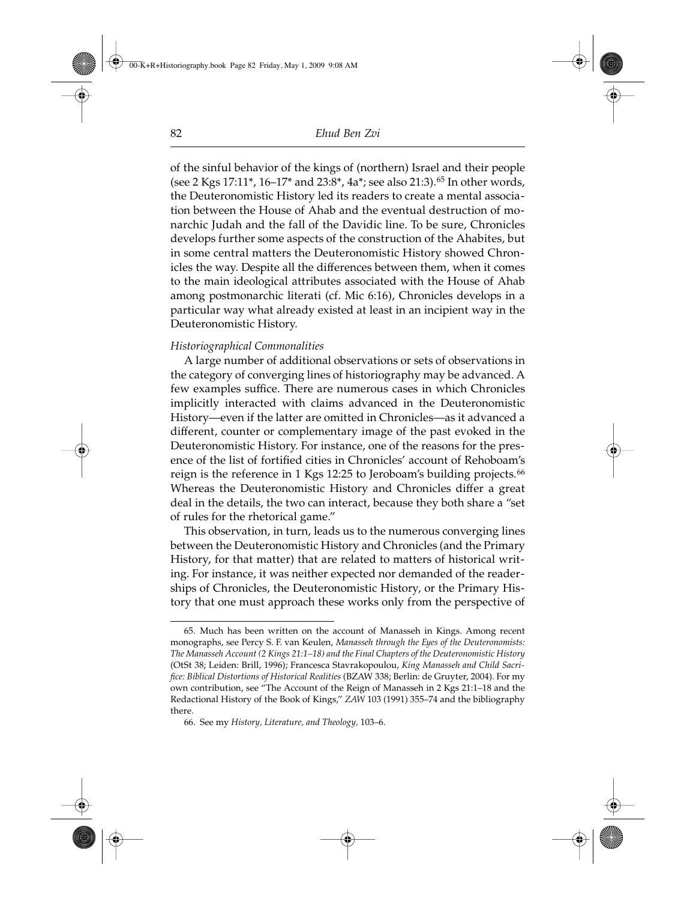of the sinful behavior of the kings of (northern) Israel and their people (see 2 Kgs 17:11*, 16–17* and 23:8*, 4a*; see also 21:3).[65] In other words, the Deuteronomistic History led its readers to create a mental association between the House of Ahab and the eventual destruction of monarchic Judah and the fall of the Davidic line. To be sure, Chronicles develops further some aspects of the construction of the Ahabites, but in some central matters the Deuteronomistic History showed Chronicles the way. Despite all the differences between them, when it comes to the main ideological attributes associated with the House of Ahab among postmonarchic literati (cf. Mic 6:16), Chronicles develops in a particular way what already existed at least in an incipient way in the Deuteronomistic History.

*Historiographical Commonalities*

A large number of additional observations or sets of observations in the category of converging lines of historiography may be advanced. A few examples suffice. There are numerous cases in which Chronicles implicitly interacted with claims advanced in the Deuteronomistic History—even if the latter are omitted in Chronicles—as it advanced a different, counter or complementary image of the past evoked in the Deuteronomistic History. For instance, one of the reasons for the presence of the list of fortified cities in Chronicles' account of Rehoboam's reign is the reference in 1 Kgs 12:25 to Jeroboam's building projects.[66] Whereas the Deuteronomistic History and Chronicles differ a great deal in the details, the two can interact, because they both share a "set of rules for the rhetorical game."

This observation, in turn, leads us to the numerous converging lines between the Deuteronomistic History and Chronicles (and the Primary History, for that matter) that are related to matters of historical writing. For instance, it was neither expected nor demanded of the readerships of Chronicles, the Deuteronomistic History, or the Primary History that one must approach these works only from the perspective of

---

65. Much has been written on the account of Manasseh in Kings. Among recent monographs, see Percy S. F. van Keulen, *Manasseh through the Eyes of the Deuteronomists: The Manasseh Account (2 Kings 21:1–18) and the Final Chapters of the Deuteronomistic History* (OtSt 38; Leiden: Brill, 1996); Francesca Stavrakopoulou, *King Manasseh and Child Sacrifice: Biblical Distortions of Historical Realities* (BZAW 338; Berlin: de Gruyter, 2004). For my own contribution, see "The Account of the Reign of Manasseh in 2 Kgs 21:1–18 and the Redactional History of the Book of Kings," *ZAW* 103 (1991) 355–74 and the bibliography there.

66. See my *History, Literature, and Theology,* 103–6.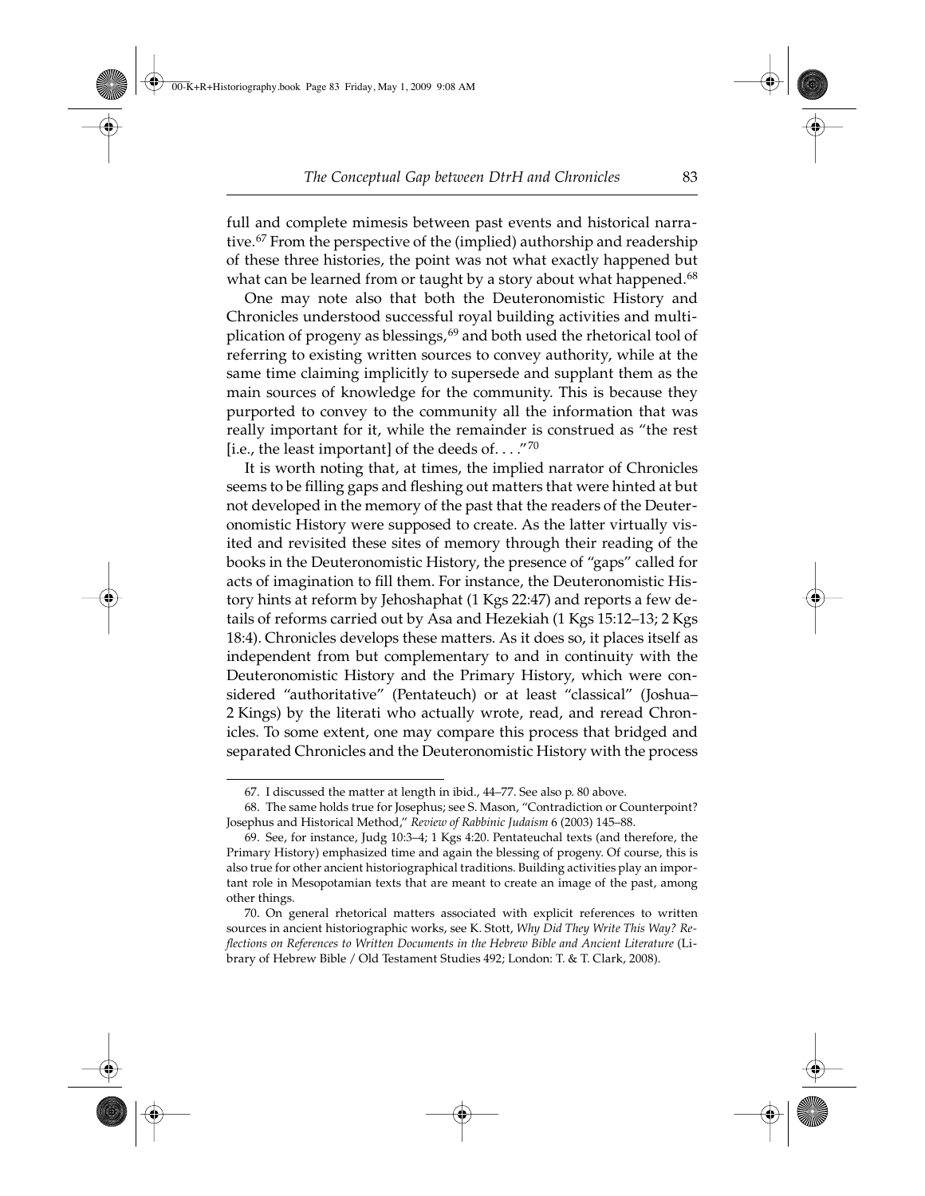full and complete mimesis between past events and historical narrative.[67] From the perspective of the (implied) authorship and readership of these three histories, the point was not what exactly happened but what can be learned from or taught by a story about what happened.[68]

One may note also that both the Deuteronomistic History and Chronicles understood successful royal building activities and multiplication of progeny as blessings,[69] and both used the rhetorical tool of referring to existing written sources to convey authority, while at the same time claiming implicitly to supersede and supplant them as the main sources of knowledge for the community. This is because they purported to convey to the community all the information that was really important for it, while the remainder is construed as "the rest [i.e., the least important] of the deeds of. . . ."[70]

It is worth noting that, at times, the implied narrator of Chronicles seems to be filling gaps and fleshing out matters that were hinted at but not developed in the memory of the past that the readers of the Deuteronomistic History were supposed to create. As the latter virtually visited and revisited these sites of memory through their reading of the books in the Deuteronomistic History, the presence of "gaps" called for acts of imagination to fill them. For instance, the Deuteronomistic History hints at reform by Jehoshaphat (1 Kgs 22:47) and reports a few details of reforms carried out by Asa and Hezekiah (1 Kgs 15:12–13; 2 Kgs 18:4). Chronicles develops these matters. As it does so, it places itself as independent from but complementary to and in continuity with the Deuteronomistic History and the Primary History, which were considered "authoritative" (Pentateuch) or at least "classical" (Joshua–2 Kings) by the literati who actually wrote, read, and reread Chronicles. To some extent, one may compare this process that bridged and separated Chronicles and the Deuteronomistic History with the process

---

67. I discussed the matter at length in ibid., 44–77. See also p. 80 above.

68. The same holds true for Josephus; see S. Mason, "Contradiction or Counterpoint? Josephus and Historical Method," *Review of Rabbinic Judaism* 6 (2003) 145–88.

69. See, for instance, Judg 10:3–4; 1 Kgs 4:20. Pentateuchal texts (and therefore, the Primary History) emphasized time and again the blessing of progeny. Of course, this is also true for other ancient historiographical traditions. Building activities play an important role in Mesopotamian texts that are meant to create an image of the past, among other things.

70. On general rhetorical matters associated with explicit references to written sources in ancient historiographic works, see K. Stott, *Why Did They Write This Way? Reflections on References to Written Documents in the Hebrew Bible and Ancient Literature* (Library of Hebrew Bible / Old Testament Studies 492; London: T. & T. Clark, 2008).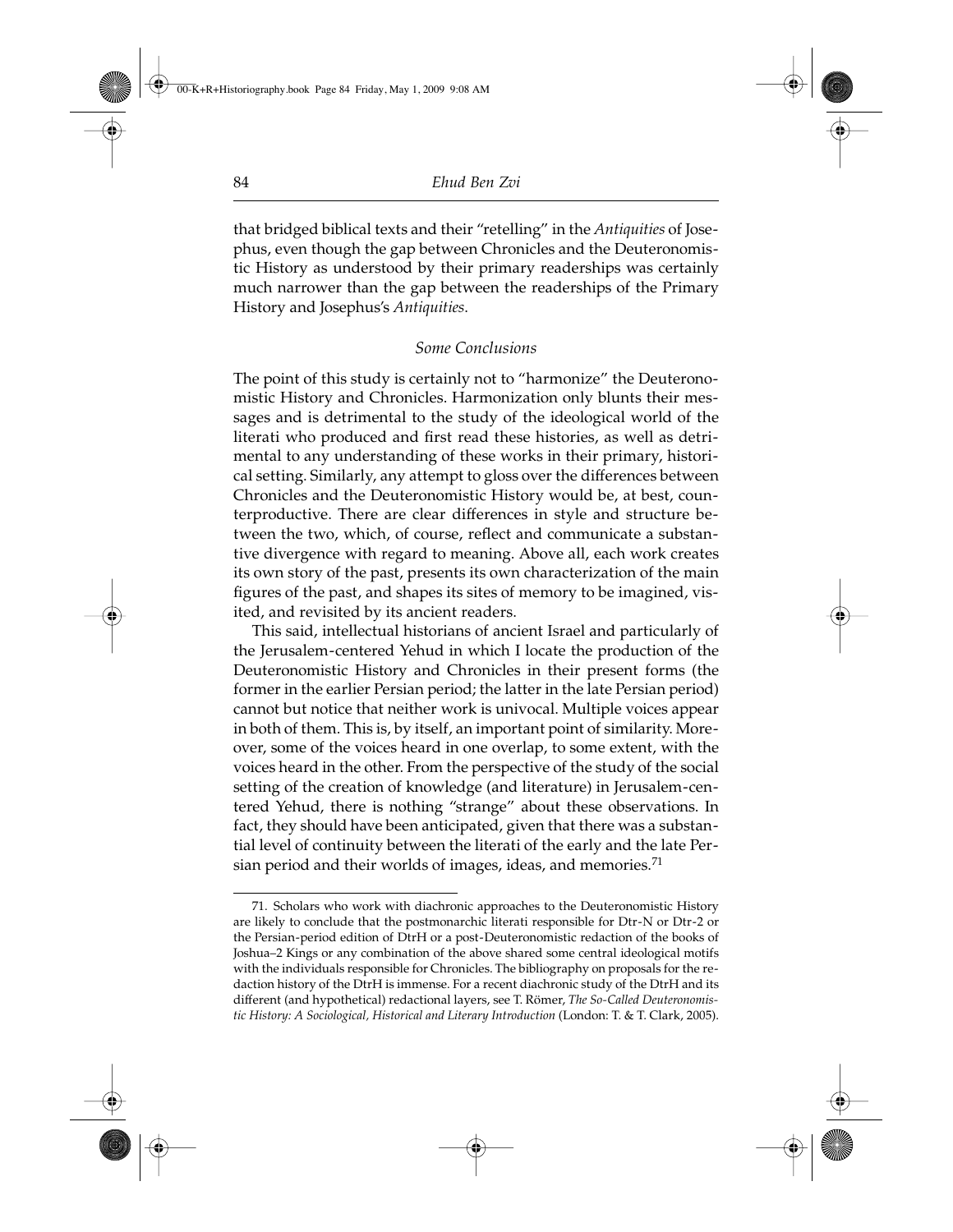that bridged biblical texts and their "retelling" in the *Antiquities* of Josephus, even though the gap between Chronicles and the Deuteronomistic History as understood by their primary readerships was certainly much narrower than the gap between the readerships of the Primary History and Josephus's *Antiquities*.

### *Some Conclusions*

The point of this study is certainly not to "harmonize" the Deuteronomistic History and Chronicles. Harmonization only blunts their messages and is detrimental to the study of the ideological world of the literati who produced and first read these histories, as well as detrimental to any understanding of these works in their primary, historical setting. Similarly, any attempt to gloss over the differences between Chronicles and the Deuteronomistic History would be, at best, counterproductive. There are clear differences in style and structure between the two, which, of course, reflect and communicate a substantive divergence with regard to meaning. Above all, each work creates its own story of the past, presents its own characterization of the main figures of the past, and shapes its sites of memory to be imagined, visited, and revisited by its ancient readers.

This said, intellectual historians of ancient Israel and particularly of the Jerusalem-centered Yehud in which I locate the production of the Deuteronomistic History and Chronicles in their present forms (the former in the earlier Persian period; the latter in the late Persian period) cannot but notice that neither work is univocal. Multiple voices appear in both of them. This is, by itself, an important point of similarity. Moreover, some of the voices heard in one overlap, to some extent, with the voices heard in the other. From the perspective of the study of the social setting of the creation of knowledge (and literature) in Jerusalem-centered Yehud, there is nothing "strange" about these observations. In fact, they should have been anticipated, given that there was a substantial level of continuity between the literati of the early and the late Persian period and their worlds of images, ideas, and memories.[71]

---

71. Scholars who work with diachronic approaches to the Deuteronomistic History are likely to conclude that the postmonarchic literati responsible for Dtr-N or Dtr-2 or the Persian-period edition of DtrH or a post-Deuteronomistic redaction of the books of Joshua–2 Kings or any combination of the above shared some central ideological motifs with the individuals responsible for Chronicles. The bibliography on proposals for the redaction history of the DtrH is immense. For a recent diachronic study of the DtrH and its different (and hypothetical) redactional layers, see T. Römer, *The So-Called Deuteronomistic History: A Sociological, Historical and Literary Introduction* (London: T. & T. Clark, 2005).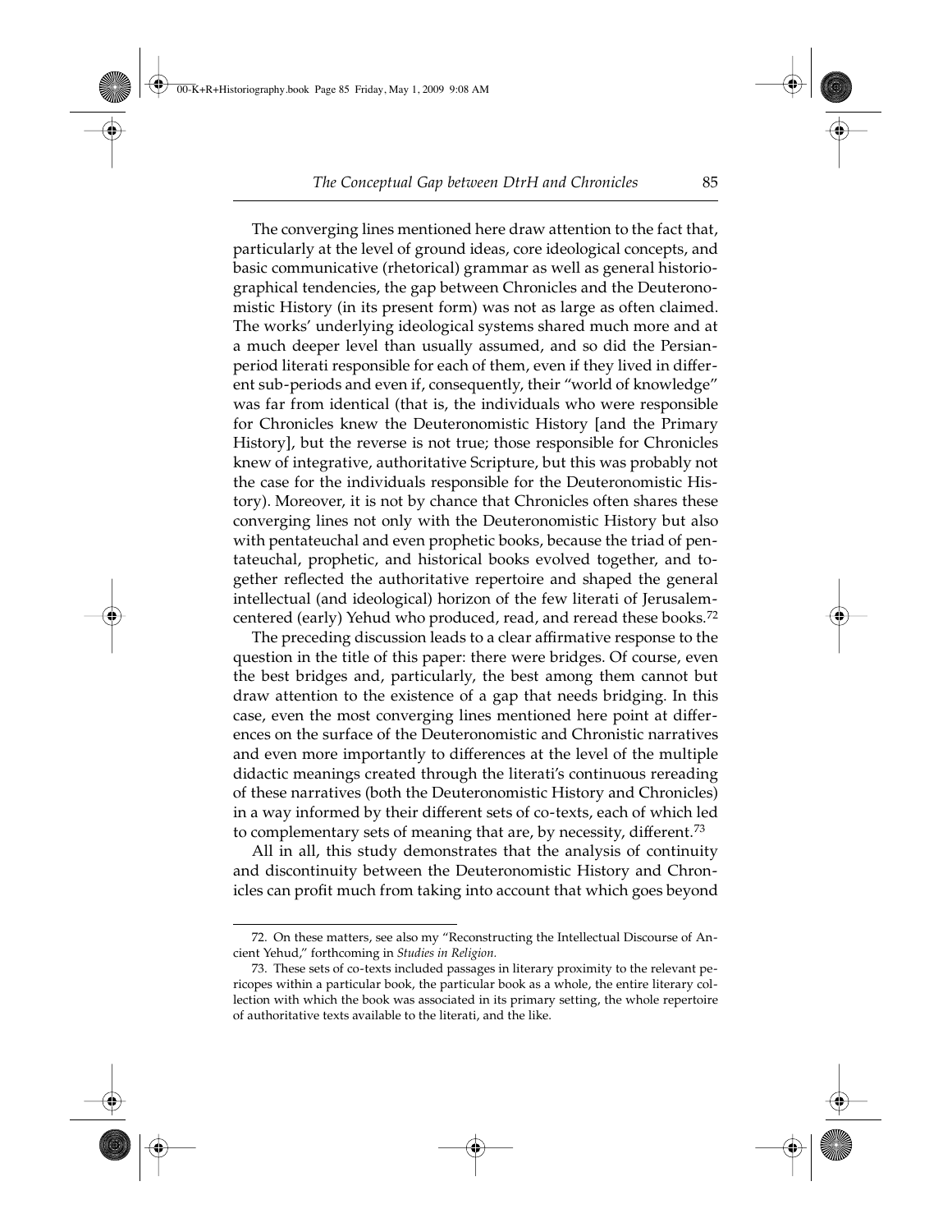The converging lines mentioned here draw attention to the fact that, particularly at the level of ground ideas, core ideological concepts, and basic communicative (rhetorical) grammar as well as general historiographical tendencies, the gap between Chronicles and the Deuteronomistic History (in its present form) was not as large as often claimed. The works' underlying ideological systems shared much more and at a much deeper level than usually assumed, and so did the Persian-period literati responsible for each of them, even if they lived in different sub-periods and even if, consequently, their "world of knowledge" was far from identical (that is, the individuals who were responsible for Chronicles knew the Deuteronomistic History [and the Primary History], but the reverse is not true; those responsible for Chronicles knew of integrative, authoritative Scripture, but this was probably not the case for the individuals responsible for the Deuteronomistic History). Moreover, it is not by chance that Chronicles often shares these converging lines not only with the Deuteronomistic History but also with pentateuchal and even prophetic books, because the triad of pentateuchal, prophetic, and historical books evolved together, and together reflected the authoritative repertoire and shaped the general intellectual (and ideological) horizon of the few literati of Jerusalem-centered (early) Yehud who produced, read, and reread these books.[72]

The preceding discussion leads to a clear affirmative response to the question in the title of this paper: there were bridges. Of course, even the best bridges and, particularly, the best among them cannot but draw attention to the existence of a gap that needs bridging. In this case, even the most converging lines mentioned here point at differences on the surface of the Deuteronomistic and Chronistic narratives and even more importantly to differences at the level of the multiple didactic meanings created through the literati's continuous rereading of these narratives (both the Deuteronomistic History and Chronicles) in a way informed by their different sets of co-texts, each of which led to complementary sets of meaning that are, by necessity, different.[73]

All in all, this study demonstrates that the analysis of continuity and discontinuity between the Deuteronomistic History and Chronicles can profit much from taking into account that which goes beyond

72. On these matters, see also my "Reconstructing the Intellectual Discourse of Ancient Yehud," forthcoming in *Studies in Religion.*

73. These sets of co-texts included passages in literary proximity to the relevant pericopes within a particular book, the particular book as a whole, the entire literary collection with which the book was associated in its primary setting, the whole repertoire of authoritative texts available to the literati, and the like.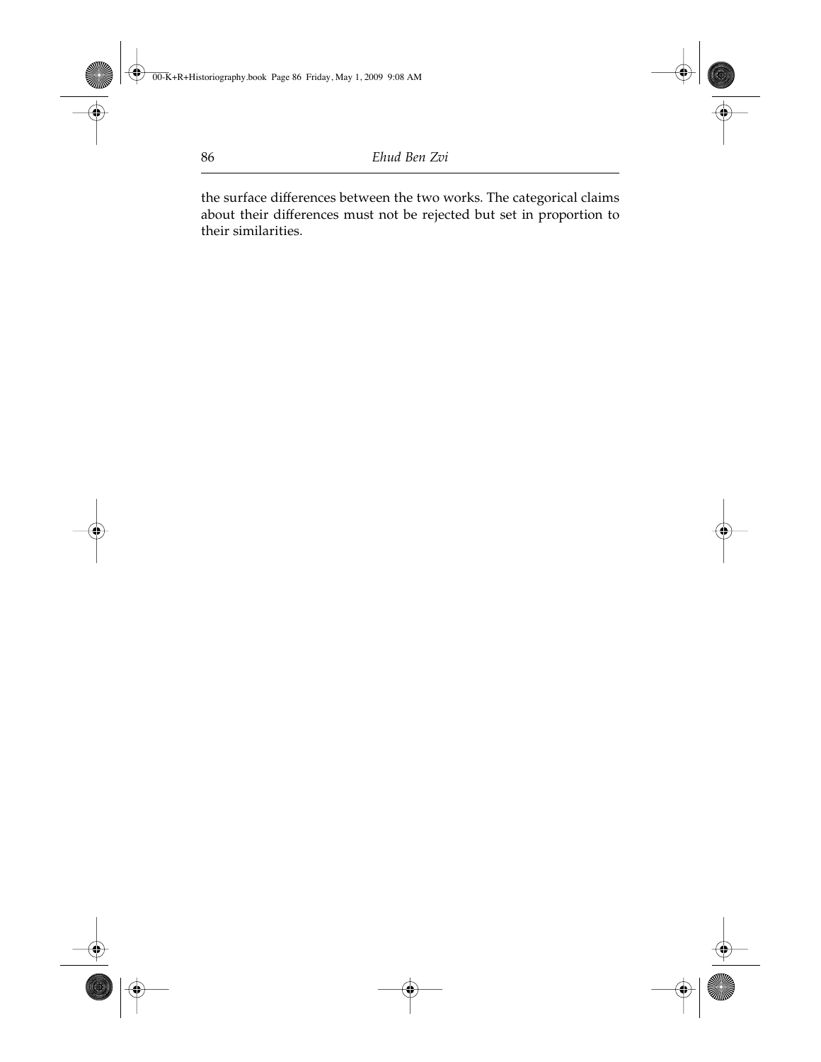the surface differences between the two works. The categorical claims about their differences must not be rejected but set in proportion to their similarities.